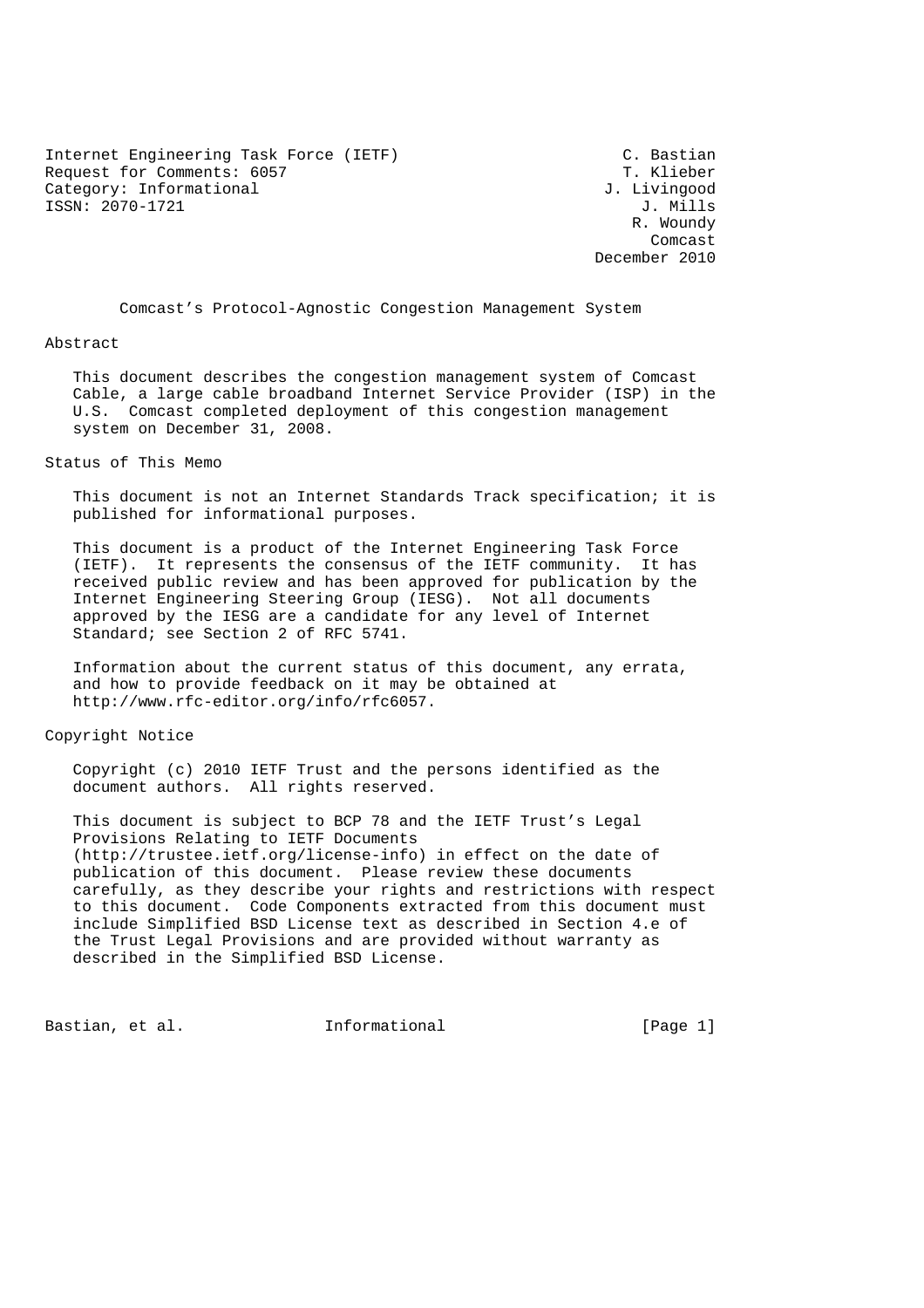Internet Engineering Task Force (IETF)
Request for Comments: 6057
Category: Informational
ISSN: 2070-1721

C. Bastian
T. Klieber
J. Livingood
J. Mills
R. Woundy
Comcast
December 2010

# Comcast's Protocol-Agnostic Congestion Management System

## Abstract

This document describes the congestion management system of Comcast Cable, a large cable broadband Internet Service Provider (ISP) in the U.S. Comcast completed deployment of this congestion management system on December 31, 2008.

## Status of This Memo

This document is not an Internet Standards Track specification; it is published for informational purposes.

This document is a product of the Internet Engineering Task Force (IETF). It represents the consensus of the IETF community. It has received public review and has been approved for publication by the Internet Engineering Steering Group (IESG). Not all documents approved by the IESG are a candidate for any level of Internet Standard; see Section 2 of RFC 5741.

Information about the current status of this document, any errata, and how to provide feedback on it may be obtained at http://www.rfc-editor.org/info/rfc6057.

## Copyright Notice

Copyright (c) 2010 IETF Trust and the persons identified as the document authors. All rights reserved.

This document is subject to BCP 78 and the IETF Trust's Legal Provisions Relating to IETF Documents (http://trustee.ietf.org/license-info) in effect on the date of publication of this document. Please review these documents carefully, as they describe your rights and restrictions with respect to this document. Code Components extracted from this document must include Simplified BSD License text as described in Section 4.e of the Trust Legal Provisions and are provided without warranty as described in the Simplified BSD License.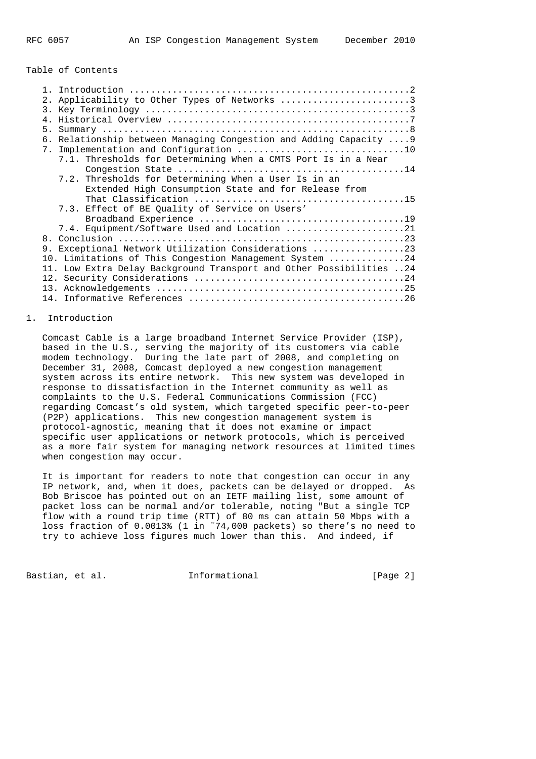Table of Contents

1. Introduction ....................................................2
2. Applicability to Other Types of Networks ........................3
3. Key Terminology .................................................3
4. Historical Overview .............................................7
5. Summary .........................................................8
6. Relationship between Managing Congestion and Adding Capacity ....9
7. Implementation and Configuration ...............................10
   7.1. Thresholds for Determining When a CMTS Port Is in a Near Congestion State .........................................14
   7.2. Thresholds for Determining When a User Is in an Extended High Consumption State and for Release from That Classification ......................................15
   7.3. Effect of BE Quality of Service on Users' Broadband Experience ......................................19
   7.4. Equipment/Software Used and Location ......................21
8. Conclusion .....................................................23
9. Exceptional Network Utilization Considerations .................23
10. Limitations of This Congestion Management System ..............24
11. Low Extra Delay Background Transport and Other Possibilities ..24
12. Security Considerations .......................................24
13. Acknowledgements ..............................................25
14. Informative References ........................................26

# 1. Introduction

Comcast Cable is a large broadband Internet Service Provider (ISP), based in the U.S., serving the majority of its customers via cable modem technology. During the late part of 2008, and completing on December 31, 2008, Comcast deployed a new congestion management system across its entire network. This new system was developed in response to dissatisfaction in the Internet community as well as complaints to the U.S. Federal Communications Commission (FCC) regarding Comcast's old system, which targeted specific peer-to-peer (P2P) applications. This new congestion management system is protocol-agnostic, meaning that it does not examine or impact specific user applications or network protocols, which is perceived as a more fair system for managing network resources at limited times when congestion may occur.

It is important for readers to note that congestion can occur in any IP network, and, when it does, packets can be delayed or dropped. As Bob Briscoe has pointed out on an IETF mailing list, some amount of packet loss can be normal and/or tolerable, noting "But a single TCP flow with a round trip time (RTT) of 80 ms can attain 50 Mbps with a loss fraction of 0.0013% (1 in ~74,000 packets) so there's no need to try to achieve loss figures much lower than this. And indeed, if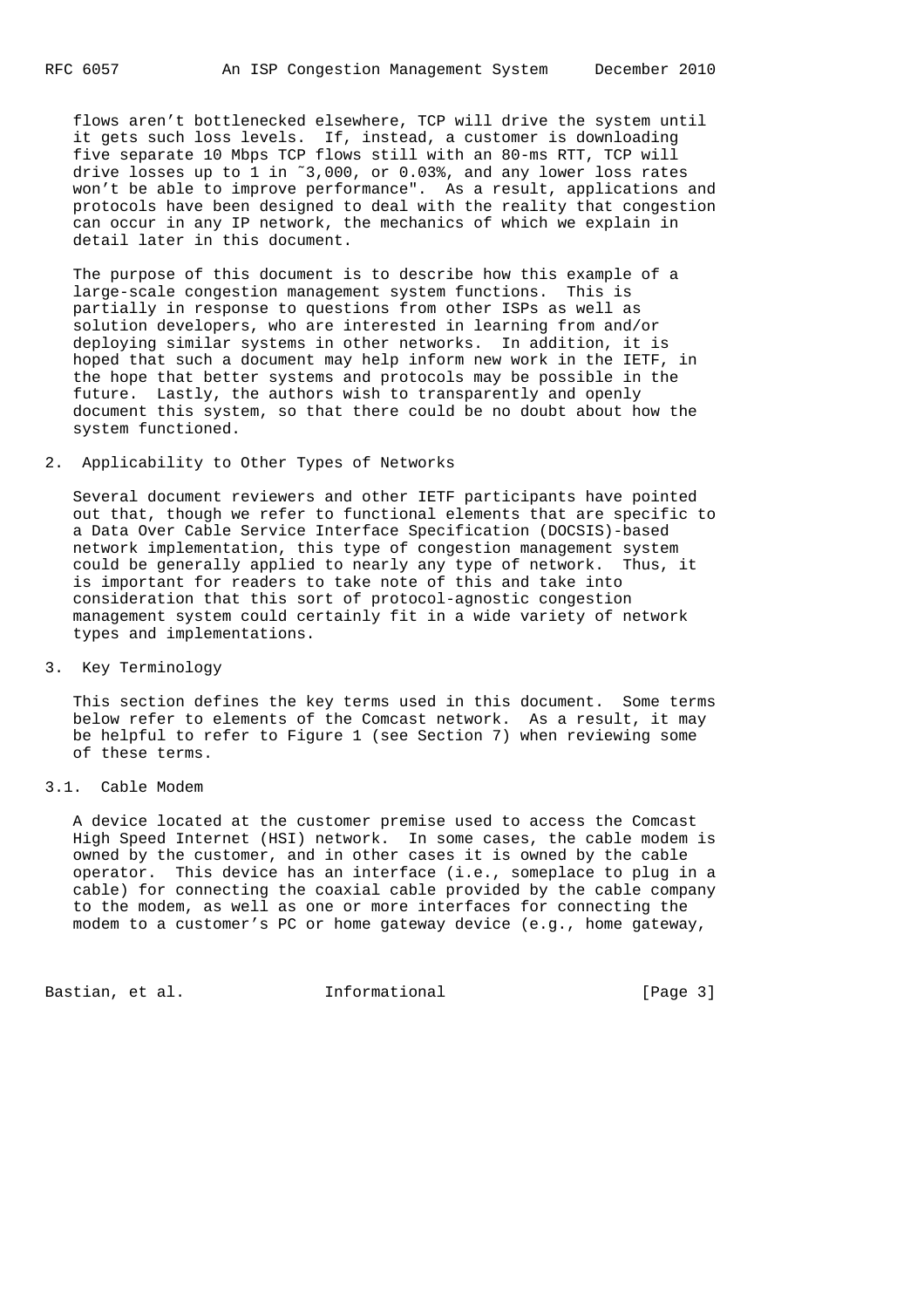flows aren't bottlenecked elsewhere, TCP will drive the system until it gets such loss levels. If, instead, a customer is downloading five separate 10 Mbps TCP flows still with an 80-ms RTT, TCP will drive losses up to 1 in ~3,000, or 0.03%, and any lower loss rates won't be able to improve performance". As a result, applications and protocols have been designed to deal with the reality that congestion can occur in any IP network, the mechanics of which we explain in detail later in this document.

The purpose of this document is to describe how this example of a large-scale congestion management system functions. This is partially in response to questions from other ISPs as well as solution developers, who are interested in learning from and/or deploying similar systems in other networks. In addition, it is hoped that such a document may help inform new work in the IETF, in the hope that better systems and protocols may be possible in the future. Lastly, the authors wish to transparently and openly document this system, so that there could be no doubt about how the system functioned.

## 2. Applicability to Other Types of Networks

Several document reviewers and other IETF participants have pointed out that, though we refer to functional elements that are specific to a Data Over Cable Service Interface Specification (DOCSIS)-based network implementation, this type of congestion management system could be generally applied to nearly any type of network. Thus, it is important for readers to take note of this and take into consideration that this sort of protocol-agnostic congestion management system could certainly fit in a wide variety of network types and implementations.

## 3. Key Terminology

This section defines the key terms used in this document. Some terms below refer to elements of the Comcast network. As a result, it may be helpful to refer to Figure 1 (see Section 7) when reviewing some of these terms.

### 3.1. Cable Modem

A device located at the customer premise used to access the Comcast High Speed Internet (HSI) network. In some cases, the cable modem is owned by the customer, and in other cases it is owned by the cable operator. This device has an interface (i.e., someplace to plug in a cable) for connecting the coaxial cable provided by the cable company to the modem, as well as one or more interfaces for connecting the modem to a customer's PC or home gateway device (e.g., home gateway,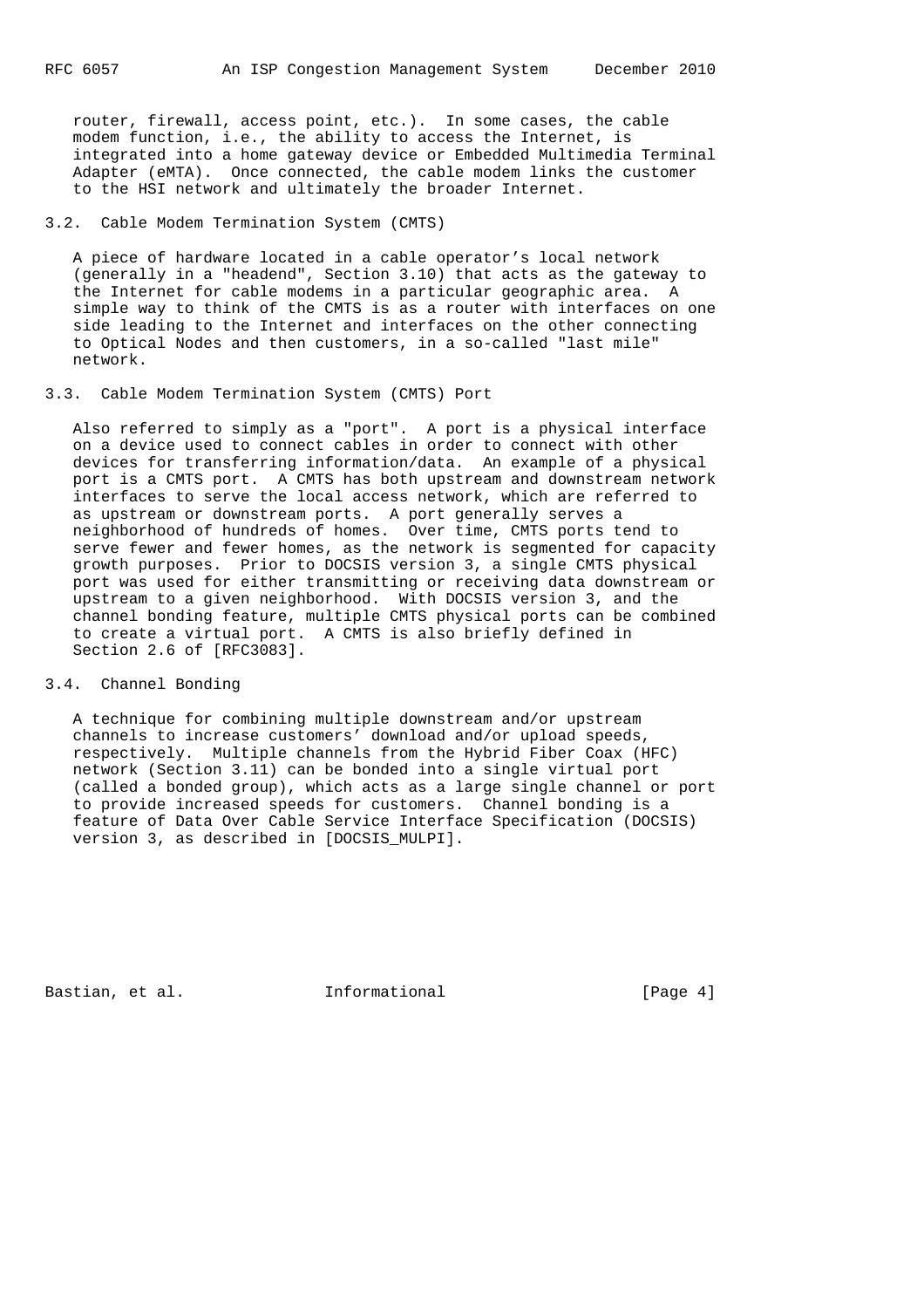router, firewall, access point, etc.). In some cases, the cable modem function, i.e., the ability to access the Internet, is integrated into a home gateway device or Embedded Multimedia Terminal Adapter (eMTA). Once connected, the cable modem links the customer to the HSI network and ultimately the broader Internet.

### 3.2. Cable Modem Termination System (CMTS)

A piece of hardware located in a cable operator's local network (generally in a "headend", Section 3.10) that acts as the gateway to the Internet for cable modems in a particular geographic area. A simple way to think of the CMTS is as a router with interfaces on one side leading to the Internet and interfaces on the other connecting to Optical Nodes and then customers, in a so-called "last mile" network.

### 3.3. Cable Modem Termination System (CMTS) Port

Also referred to simply as a "port". A port is a physical interface on a device used to connect cables in order to connect with other devices for transferring information/data. An example of a physical port is a CMTS port. A CMTS has both upstream and downstream network interfaces to serve the local access network, which are referred to as upstream or downstream ports. A port generally serves a neighborhood of hundreds of homes. Over time, CMTS ports tend to serve fewer and fewer homes, as the network is segmented for capacity growth purposes. Prior to DOCSIS version 3, a single CMTS physical port was used for either transmitting or receiving data downstream or upstream to a given neighborhood. With DOCSIS version 3, and the channel bonding feature, multiple CMTS physical ports can be combined to create a virtual port. A CMTS is also briefly defined in Section 2.6 of [RFC3083].

### 3.4. Channel Bonding

A technique for combining multiple downstream and/or upstream channels to increase customers' download and/or upload speeds, respectively. Multiple channels from the Hybrid Fiber Coax (HFC) network (Section 3.11) can be bonded into a single virtual port (called a bonded group), which acts as a large single channel or port to provide increased speeds for customers. Channel bonding is a feature of Data Over Cable Service Interface Specification (DOCSIS) version 3, as described in [DOCSIS_MULPI].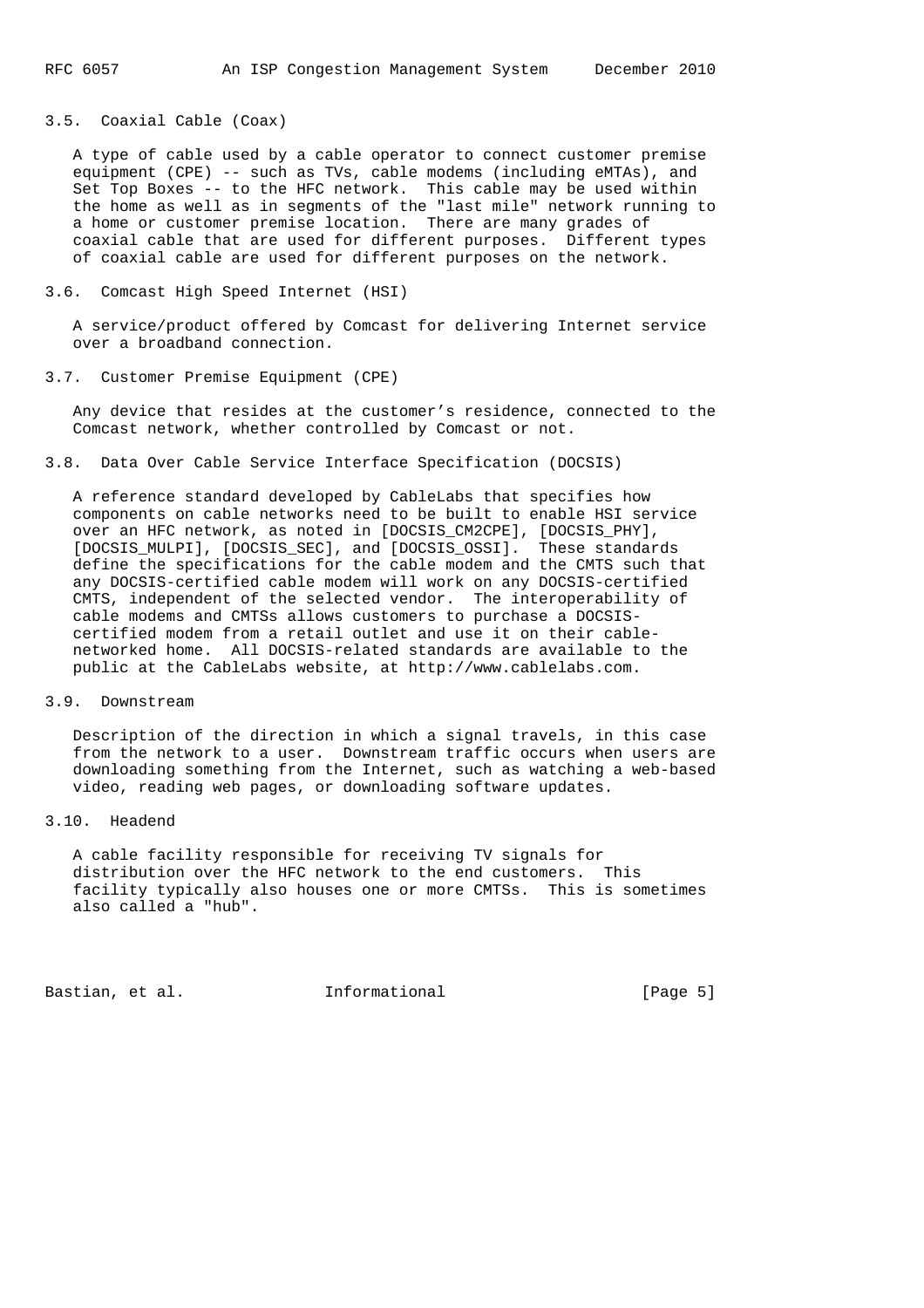### 3.5. Coaxial Cable (Coax)

A type of cable used by a cable operator to connect customer premise equipment (CPE) -- such as TVs, cable modems (including eMTAs), and Set Top Boxes -- to the HFC network. This cable may be used within the home as well as in segments of the "last mile" network running to a home or customer premise location. There are many grades of coaxial cable that are used for different purposes. Different types of coaxial cable are used for different purposes on the network.

### 3.6. Comcast High Speed Internet (HSI)

A service/product offered by Comcast for delivering Internet service over a broadband connection.

### 3.7. Customer Premise Equipment (CPE)

Any device that resides at the customer's residence, connected to the Comcast network, whether controlled by Comcast or not.

### 3.8. Data Over Cable Service Interface Specification (DOCSIS)

A reference standard developed by CableLabs that specifies how components on cable networks need to be built to enable HSI service over an HFC network, as noted in [DOCSIS_CM2CPE], [DOCSIS_PHY], [DOCSIS_MULPI], [DOCSIS_SEC], and [DOCSIS_OSSI]. These standards define the specifications for the cable modem and the CMTS such that any DOCSIS-certified cable modem will work on any DOCSIS-certified CMTS, independent of the selected vendor. The interoperability of cable modems and CMTSs allows customers to purchase a DOCSIS-certified modem from a retail outlet and use it on their cable-networked home. All DOCSIS-related standards are available to the public at the CableLabs website, at http://www.cablelabs.com.

### 3.9. Downstream

Description of the direction in which a signal travels, in this case from the network to a user. Downstream traffic occurs when users are downloading something from the Internet, such as watching a web-based video, reading web pages, or downloading software updates.

### 3.10. Headend

A cable facility responsible for receiving TV signals for distribution over the HFC network to the end customers. This facility typically also houses one or more CMTSs. This is sometimes also called a "hub".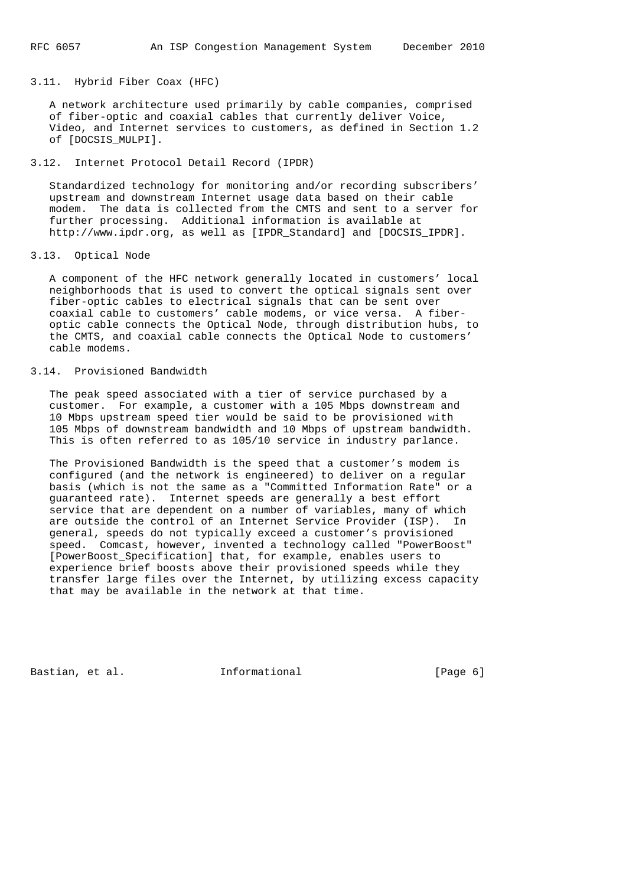### 3.11. Hybrid Fiber Coax (HFC)

A network architecture used primarily by cable companies, comprised of fiber-optic and coaxial cables that currently deliver Voice, Video, and Internet services to customers, as defined in Section 1.2 of [DOCSIS_MULPI].

### 3.12. Internet Protocol Detail Record (IPDR)

Standardized technology for monitoring and/or recording subscribers' upstream and downstream Internet usage data based on their cable modem. The data is collected from the CMTS and sent to a server for further processing. Additional information is available at http://www.ipdr.org, as well as [IPDR_Standard] and [DOCSIS_IPDR].

### 3.13. Optical Node

A component of the HFC network generally located in customers' local neighborhoods that is used to convert the optical signals sent over fiber-optic cables to electrical signals that can be sent over coaxial cable to customers' cable modems, or vice versa. A fiber-optic cable connects the Optical Node, through distribution hubs, to the CMTS, and coaxial cable connects the Optical Node to customers' cable modems.

### 3.14. Provisioned Bandwidth

The peak speed associated with a tier of service purchased by a customer. For example, a customer with a 105 Mbps downstream and 10 Mbps upstream speed tier would be said to be provisioned with 105 Mbps of downstream bandwidth and 10 Mbps of upstream bandwidth. This is often referred to as 105/10 service in industry parlance.

The Provisioned Bandwidth is the speed that a customer's modem is configured (and the network is engineered) to deliver on a regular basis (which is not the same as a "Committed Information Rate" or a guaranteed rate). Internet speeds are generally a best effort service that are dependent on a number of variables, many of which are outside the control of an Internet Service Provider (ISP). In general, speeds do not typically exceed a customer's provisioned speed. Comcast, however, invented a technology called "PowerBoost" [PowerBoost_Specification] that, for example, enables users to experience brief boosts above their provisioned speeds while they transfer large files over the Internet, by utilizing excess capacity that may be available in the network at that time.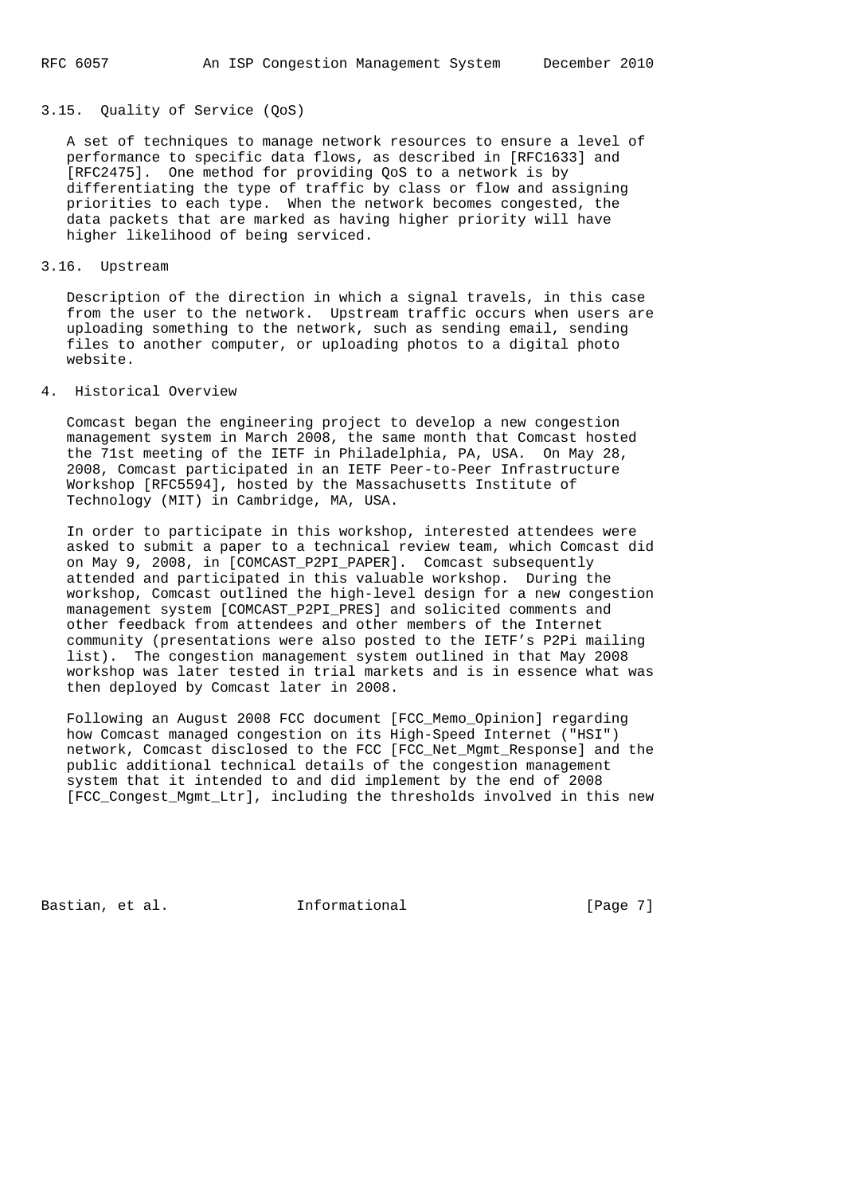### 3.15. Quality of Service (QoS)

A set of techniques to manage network resources to ensure a level of performance to specific data flows, as described in [RFC1633] and [RFC2475]. One method for providing QoS to a network is by differentiating the type of traffic by class or flow and assigning priorities to each type. When the network becomes congested, the data packets that are marked as having higher priority will have higher likelihood of being serviced.

### 3.16. Upstream

Description of the direction in which a signal travels, in this case from the user to the network. Upstream traffic occurs when users are uploading something to the network, such as sending email, sending files to another computer, or uploading photos to a digital photo website.

## 4. Historical Overview

Comcast began the engineering project to develop a new congestion management system in March 2008, the same month that Comcast hosted the 71st meeting of the IETF in Philadelphia, PA, USA. On May 28, 2008, Comcast participated in an IETF Peer-to-Peer Infrastructure Workshop [RFC5594], hosted by the Massachusetts Institute of Technology (MIT) in Cambridge, MA, USA.

In order to participate in this workshop, interested attendees were asked to submit a paper to a technical review team, which Comcast did on May 9, 2008, in [COMCAST_P2PI_PAPER]. Comcast subsequently attended and participated in this valuable workshop. During the workshop, Comcast outlined the high-level design for a new congestion management system [COMCAST_P2PI_PRES] and solicited comments and other feedback from attendees and other members of the Internet community (presentations were also posted to the IETF's P2Pi mailing list). The congestion management system outlined in that May 2008 workshop was later tested in trial markets and is in essence what was then deployed by Comcast later in 2008.

Following an August 2008 FCC document [FCC_Memo_Opinion] regarding how Comcast managed congestion on its High-Speed Internet ("HSI") network, Comcast disclosed to the FCC [FCC_Net_Mgmt_Response] and the public additional technical details of the congestion management system that it intended to and did implement by the end of 2008 [FCC_Congest_Mgmt_Ltr], including the thresholds involved in this new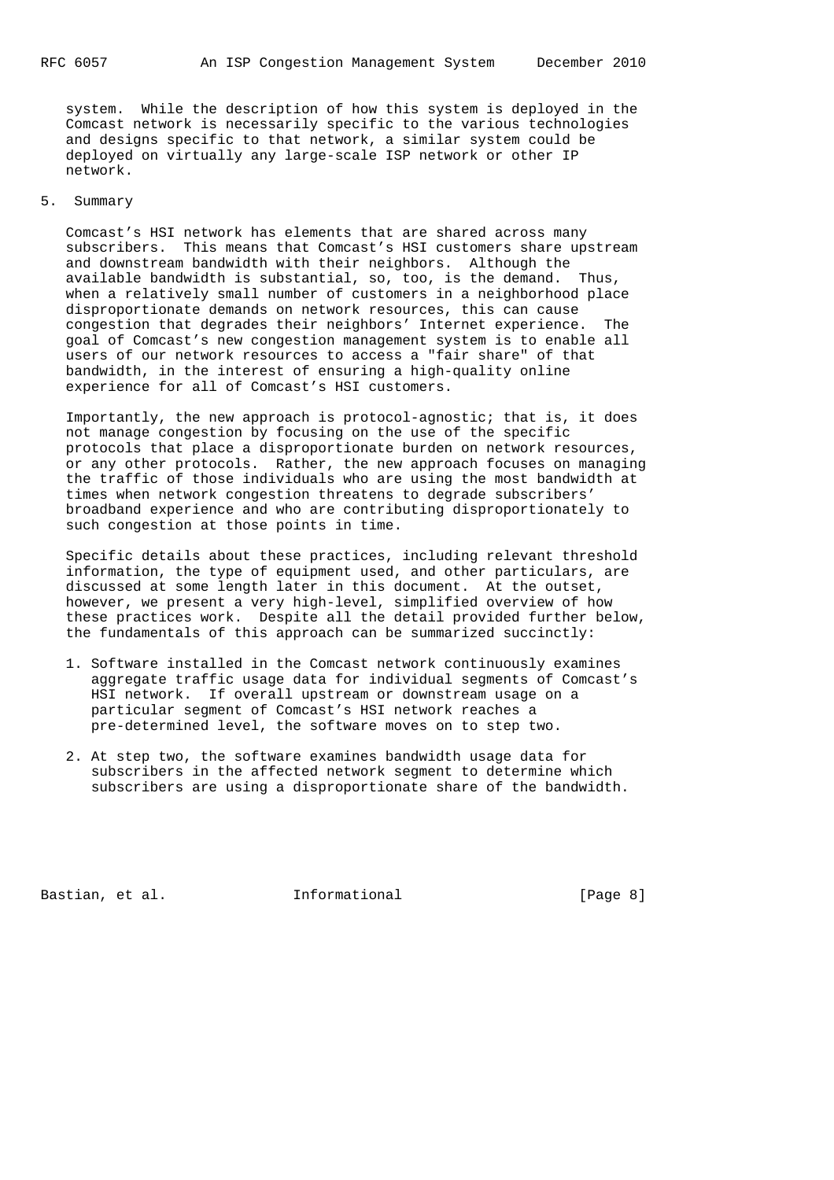system. While the description of how this system is deployed in the Comcast network is necessarily specific to the various technologies and designs specific to that network, a similar system could be deployed on virtually any large-scale ISP network or other IP network.

## 5. Summary

Comcast's HSI network has elements that are shared across many subscribers. This means that Comcast's HSI customers share upstream and downstream bandwidth with their neighbors. Although the available bandwidth is substantial, so, too, is the demand. Thus, when a relatively small number of customers in a neighborhood place disproportionate demands on network resources, this can cause congestion that degrades their neighbors' Internet experience. The goal of Comcast's new congestion management system is to enable all users of our network resources to access a "fair share" of that bandwidth, in the interest of ensuring a high-quality online experience for all of Comcast's HSI customers.

Importantly, the new approach is protocol-agnostic; that is, it does not manage congestion by focusing on the use of the specific protocols that place a disproportionate burden on network resources, or any other protocols. Rather, the new approach focuses on managing the traffic of those individuals who are using the most bandwidth at times when network congestion threatens to degrade subscribers' broadband experience and who are contributing disproportionately to such congestion at those points in time.

Specific details about these practices, including relevant threshold information, the type of equipment used, and other particulars, are discussed at some length later in this document. At the outset, however, we present a very high-level, simplified overview of how these practices work. Despite all the detail provided further below, the fundamentals of this approach can be summarized succinctly:

1. Software installed in the Comcast network continuously examines aggregate traffic usage data for individual segments of Comcast's HSI network. If overall upstream or downstream usage on a particular segment of Comcast's HSI network reaches a pre-determined level, the software moves on to step two.

2. At step two, the software examines bandwidth usage data for subscribers in the affected network segment to determine which subscribers are using a disproportionate share of the bandwidth.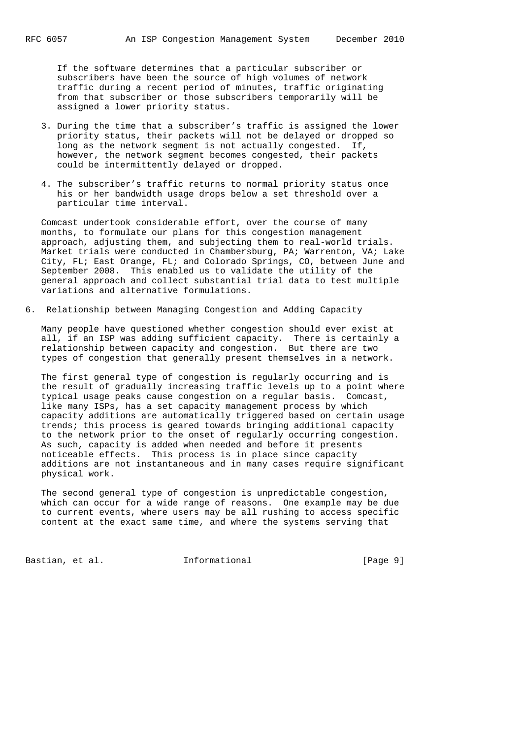If the software determines that a particular subscriber or subscribers have been the source of high volumes of network traffic during a recent period of minutes, traffic originating from that subscriber or those subscribers temporarily will be assigned a lower priority status.

3. During the time that a subscriber's traffic is assigned the lower priority status, their packets will not be delayed or dropped so long as the network segment is not actually congested. If, however, the network segment becomes congested, their packets could be intermittently delayed or dropped.

4. The subscriber's traffic returns to normal priority status once his or her bandwidth usage drops below a set threshold over a particular time interval.

Comcast undertook considerable effort, over the course of many months, to formulate our plans for this congestion management approach, adjusting them, and subjecting them to real-world trials. Market trials were conducted in Chambersburg, PA; Warrenton, VA; Lake City, FL; East Orange, FL; and Colorado Springs, CO, between June and September 2008. This enabled us to validate the utility of the general approach and collect substantial trial data to test multiple variations and alternative formulations.

## 6. Relationship between Managing Congestion and Adding Capacity

Many people have questioned whether congestion should ever exist at all, if an ISP was adding sufficient capacity. There is certainly a relationship between capacity and congestion. But there are two types of congestion that generally present themselves in a network.

The first general type of congestion is regularly occurring and is the result of gradually increasing traffic levels up to a point where typical usage peaks cause congestion on a regular basis. Comcast, like many ISPs, has a set capacity management process by which capacity additions are automatically triggered based on certain usage trends; this process is geared towards bringing additional capacity to the network prior to the onset of regularly occurring congestion. As such, capacity is added when needed and before it presents noticeable effects. This process is in place since capacity additions are not instantaneous and in many cases require significant physical work.

The second general type of congestion is unpredictable congestion, which can occur for a wide range of reasons. One example may be due to current events, where users may be all rushing to access specific content at the exact same time, and where the systems serving that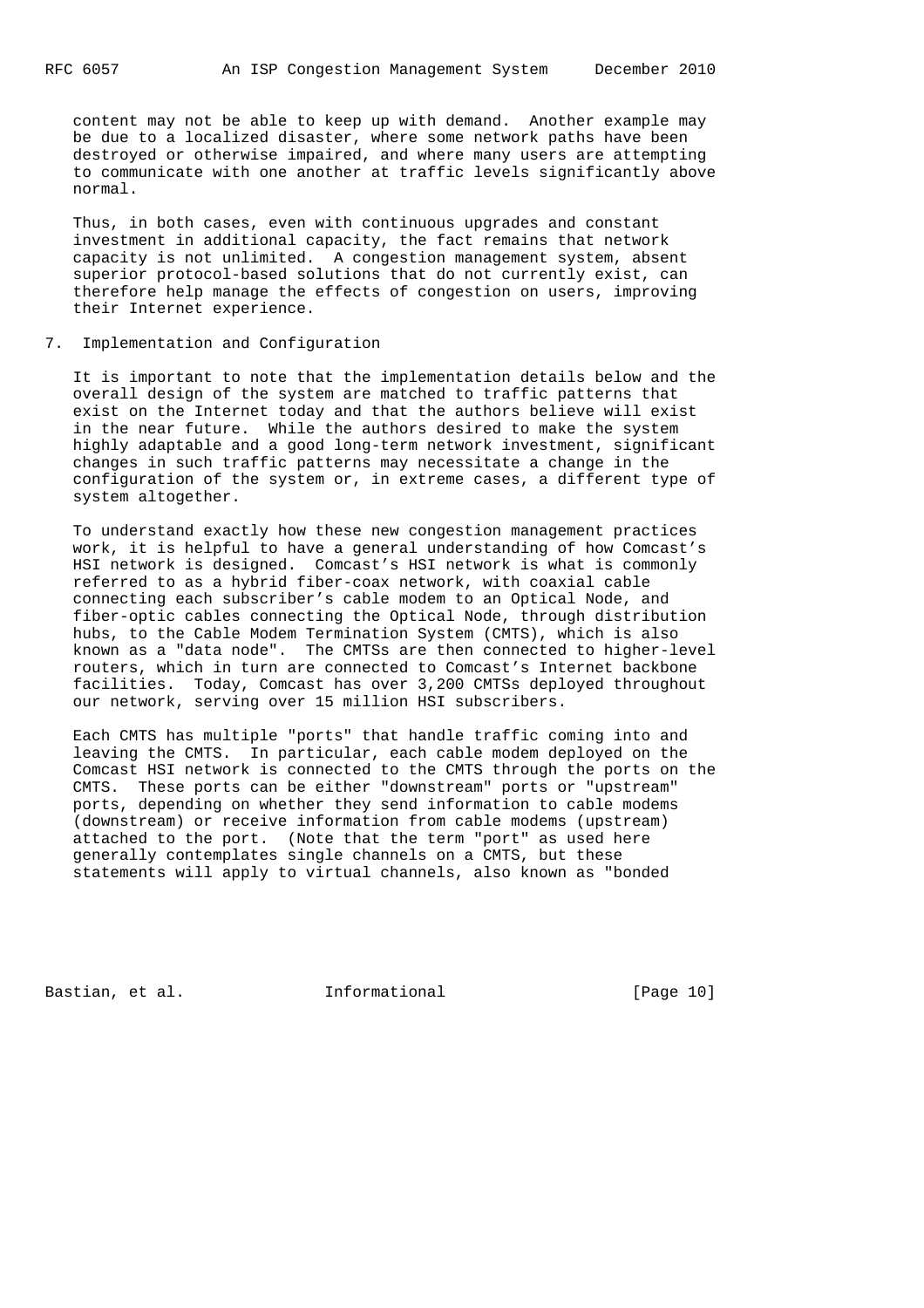content may not be able to keep up with demand. Another example may be due to a localized disaster, where some network paths have been destroyed or otherwise impaired, and where many users are attempting to communicate with one another at traffic levels significantly above normal.

Thus, in both cases, even with continuous upgrades and constant investment in additional capacity, the fact remains that network capacity is not unlimited. A congestion management system, absent superior protocol-based solutions that do not currently exist, can therefore help manage the effects of congestion on users, improving their Internet experience.

## 7. Implementation and Configuration

It is important to note that the implementation details below and the overall design of the system are matched to traffic patterns that exist on the Internet today and that the authors believe will exist in the near future. While the authors desired to make the system highly adaptable and a good long-term network investment, significant changes in such traffic patterns may necessitate a change in the configuration of the system or, in extreme cases, a different type of system altogether.

To understand exactly how these new congestion management practices work, it is helpful to have a general understanding of how Comcast's HSI network is designed. Comcast's HSI network is what is commonly referred to as a hybrid fiber-coax network, with coaxial cable connecting each subscriber's cable modem to an Optical Node, and fiber-optic cables connecting the Optical Node, through distribution hubs, to the Cable Modem Termination System (CMTS), which is also known as a "data node". The CMTSs are then connected to higher-level routers, which in turn are connected to Comcast's Internet backbone facilities. Today, Comcast has over 3,200 CMTSs deployed throughout our network, serving over 15 million HSI subscribers.

Each CMTS has multiple "ports" that handle traffic coming into and leaving the CMTS. In particular, each cable modem deployed on the Comcast HSI network is connected to the CMTS through the ports on the CMTS. These ports can be either "downstream" ports or "upstream" ports, depending on whether they send information to cable modems (downstream) or receive information from cable modems (upstream) attached to the port. (Note that the term "port" as used here generally contemplates single channels on a CMTS, but these statements will apply to virtual channels, also known as "bonded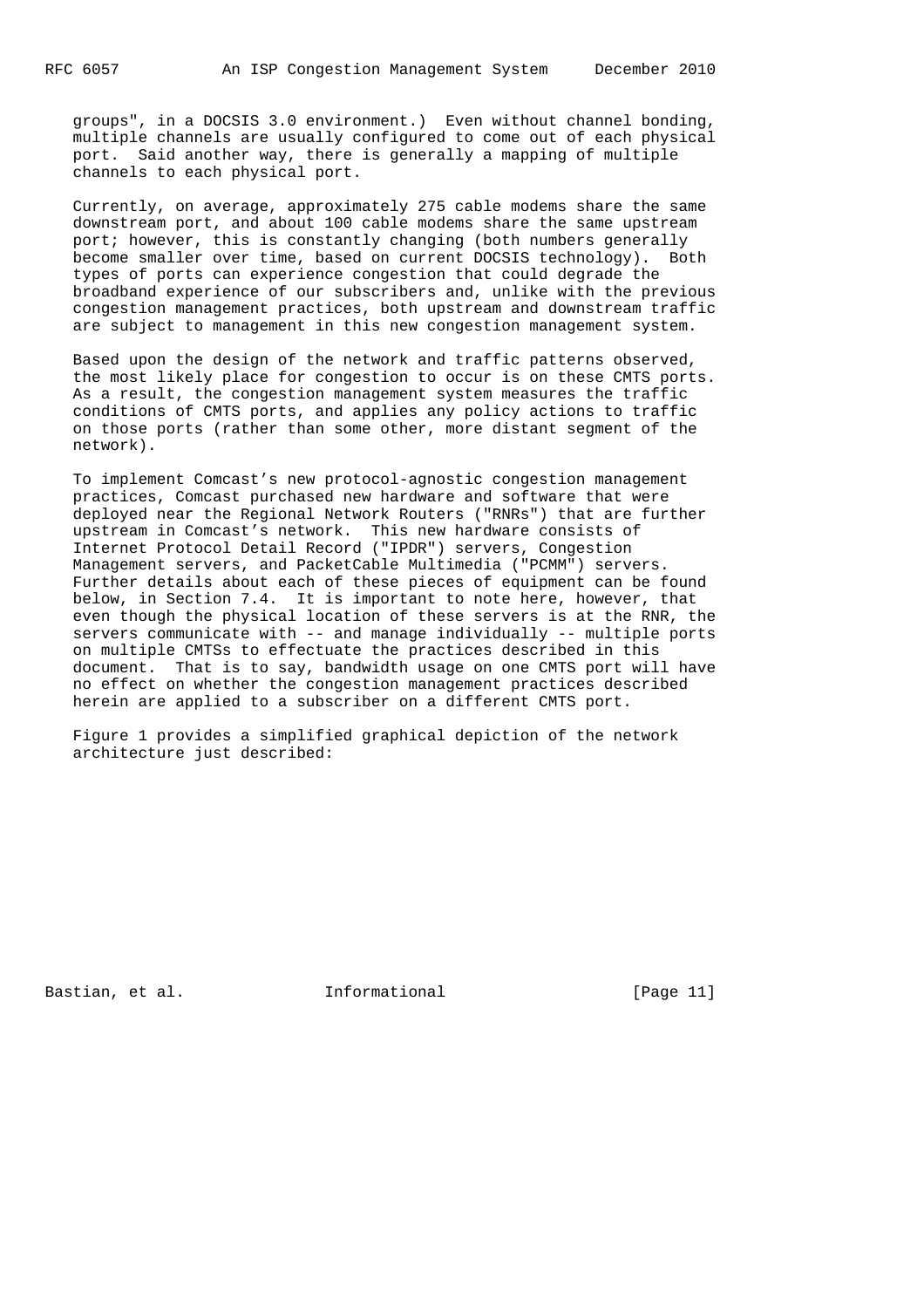groups", in a DOCSIS 3.0 environment.) Even without channel bonding, multiple channels are usually configured to come out of each physical port. Said another way, there is generally a mapping of multiple channels to each physical port.

Currently, on average, approximately 275 cable modems share the same downstream port, and about 100 cable modems share the same upstream port; however, this is constantly changing (both numbers generally become smaller over time, based on current DOCSIS technology). Both types of ports can experience congestion that could degrade the broadband experience of our subscribers and, unlike with the previous congestion management practices, both upstream and downstream traffic are subject to management in this new congestion management system.

Based upon the design of the network and traffic patterns observed, the most likely place for congestion to occur is on these CMTS ports. As a result, the congestion management system measures the traffic conditions of CMTS ports, and applies any policy actions to traffic on those ports (rather than some other, more distant segment of the network).

To implement Comcast's new protocol-agnostic congestion management practices, Comcast purchased new hardware and software that were deployed near the Regional Network Routers ("RNRs") that are further upstream in Comcast's network. This new hardware consists of Internet Protocol Detail Record ("IPDR") servers, Congestion Management servers, and PacketCable Multimedia ("PCMM") servers. Further details about each of these pieces of equipment can be found below, in Section 7.4. It is important to note here, however, that even though the physical location of these servers is at the RNR, the servers communicate with -- and manage individually -- multiple ports on multiple CMTSs to effectuate the practices described in this document. That is to say, bandwidth usage on one CMTS port will have no effect on whether the congestion management practices described herein are applied to a subscriber on a different CMTS port.

Figure 1 provides a simplified graphical depiction of the network architecture just described: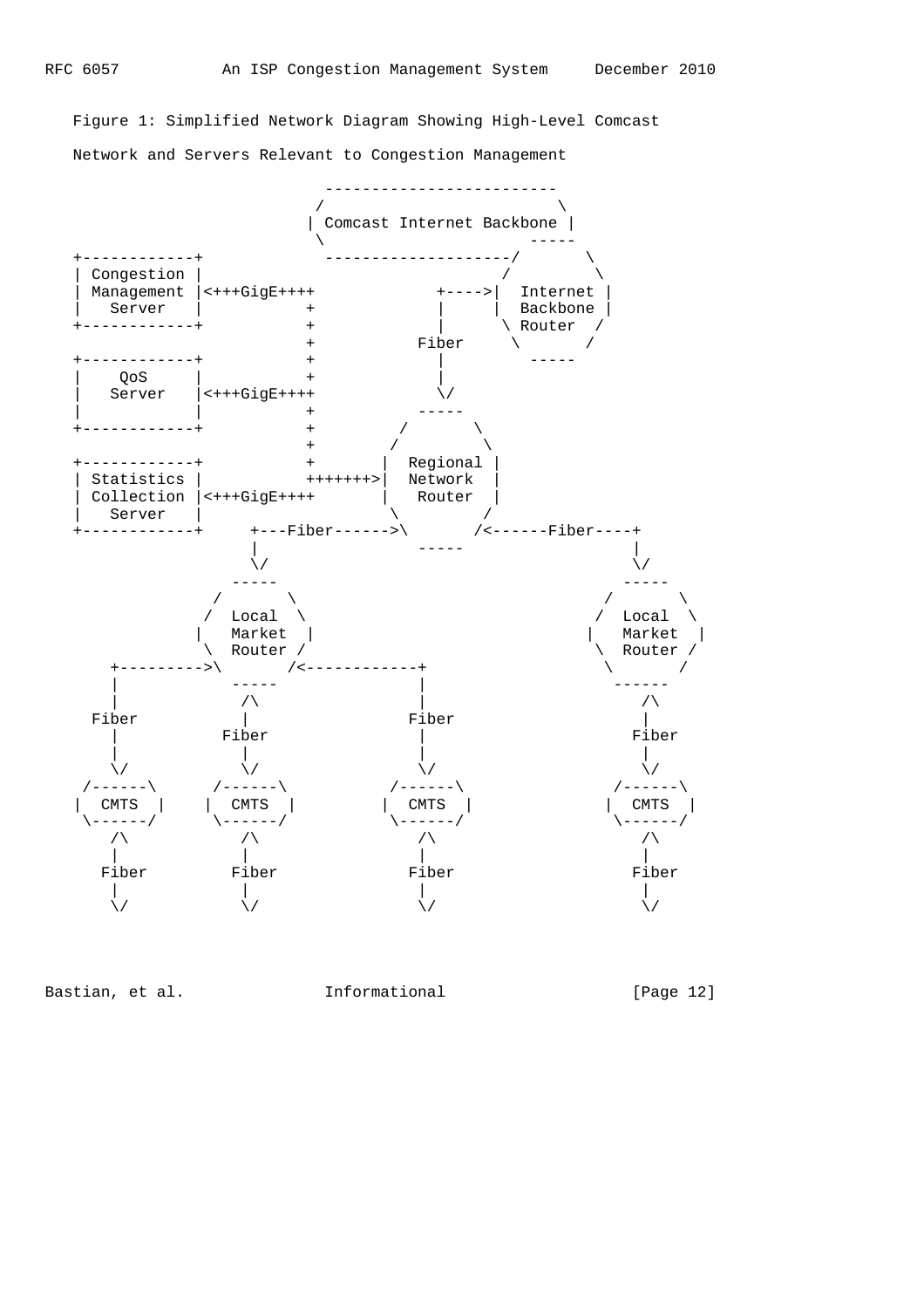Figure 1: Simplified Network Diagram Showing High-Level Comcast Network and Servers Relevant to Congestion Management

```
                         -------------------------
                        /                         \
                       | Comcast Internet Backbone |
                        \                     -----
+------------+           --------------------/       \
| Congestion |                              /         \
| Management |<+++GigE++++            +---->|  Internet |
|   Server   |          +             |     |  Backbone |
+------------+          +             |      \ Router  /
                        +           Fiber     \       /
+------------+          +             |         -----
|    QoS     |          +             |
|   Server   |<+++GigE++++            \/
|            |          +           -----
+------------+          +         /       \
                        +        /         \
+------------+          +       |  Regional |
| Statistics |          +++++++>|  Network  |
| Collection |<+++GigE++++      |   Router  |
|   Server   |                   \         /
+------------+     +---Fiber------>\       /<------Fiber----+
                   |                 -----                  |
                   \/                                       \/
                 -----                                    -----
               /       \                                /       \
              /  Local  \                              /  Local  \
             |   Market  |                            |   Market  |
              \  Router /                              \  Router /
    +--------->\       /<------------+                  \       /
    |            -----               |                   ------
    |             /\                 |                     /\
  Fiber           |                Fiber                   |
    |           Fiber                |                   Fiber
    |             |                  |                     |
    \/            \/                 \/                    \/
 /------\      /------\          /------\              /------\
|  CMTS  |    |  CMTS  |        |  CMTS  |            |  CMTS  |
 \------/      \------/          \------/              \------/
    /\            /\                /\                    /\
    |             |                 |                     |
   Fiber        Fiber             Fiber                 Fiber
    |             |                 |                     |
    \/            \/                \/                    \/
```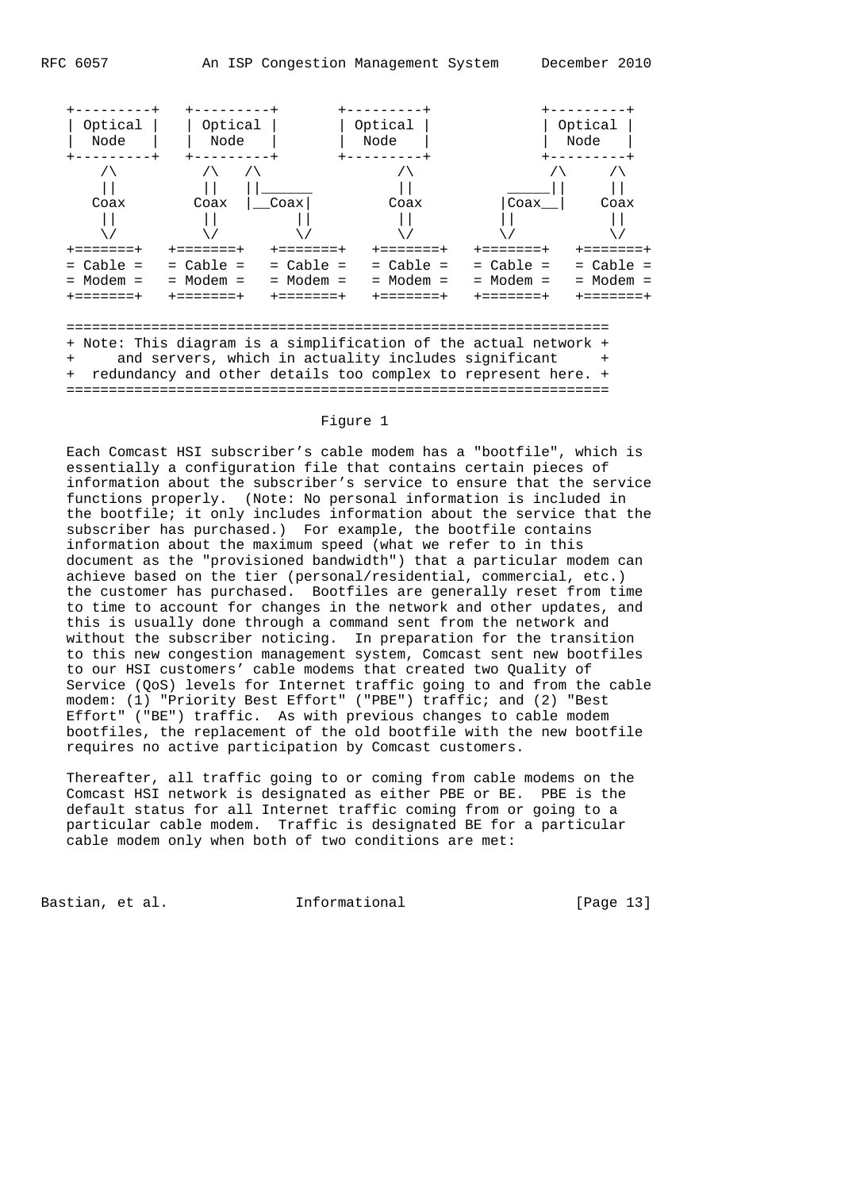```
 +---------+  +---------+       +---------+           +---------+
 | Optical |  | Optical |       | Optical |           | Optical |
 |  Node   |  |  Node   |       |  Node   |           |  Node   |
 +---------+  +---------+       +---------+           +---------+
     /\          /\   /\             /\                  /\     /\
     ||          ||   ||______       ||             _____||     ||
    Coax        Coax  |__Coax|      Coax           |Coax__|    Coax
     ||          ||        ||        ||             ||          ||
     \/          \/        \/        \/             \/          \/
+=======+   +=======+   +=======+  +=======+   +=======+   +=======+
= Cable =   = Cable =   = Cable =  = Cable =   = Cable =   = Cable =
= Modem =   = Modem =   = Modem =  = Modem =   = Modem =   = Modem =
+=======+   +=======+   +=======+  +=======+   +=======+   +=======+

================================================================
+ Note: This diagram is a simplification of the actual network +
+     and servers, which in actuality includes significant     +
+  redundancy and other details too complex to represent here. +
================================================================
```

Figure 1

Each Comcast HSI subscriber's cable modem has a "bootfile", which is essentially a configuration file that contains certain pieces of information about the subscriber's service to ensure that the service functions properly. (Note: No personal information is included in the bootfile; it only includes information about the service that the subscriber has purchased.) For example, the bootfile contains information about the maximum speed (what we refer to in this document as the "provisioned bandwidth") that a particular modem can achieve based on the tier (personal/residential, commercial, etc.) the customer has purchased. Bootfiles are generally reset from time to time to account for changes in the network and other updates, and this is usually done through a command sent from the network and without the subscriber noticing. In preparation for the transition to this new congestion management system, Comcast sent new bootfiles to our HSI customers' cable modems that created two Quality of Service (QoS) levels for Internet traffic going to and from the cable modem: (1) "Priority Best Effort" ("PBE") traffic; and (2) "Best Effort" ("BE") traffic. As with previous changes to cable modem bootfiles, the replacement of the old bootfile with the new bootfile requires no active participation by Comcast customers.

Thereafter, all traffic going to or coming from cable modems on the Comcast HSI network is designated as either PBE or BE. PBE is the default status for all Internet traffic coming from or going to a particular cable modem. Traffic is designated BE for a particular cable modem only when both of two conditions are met: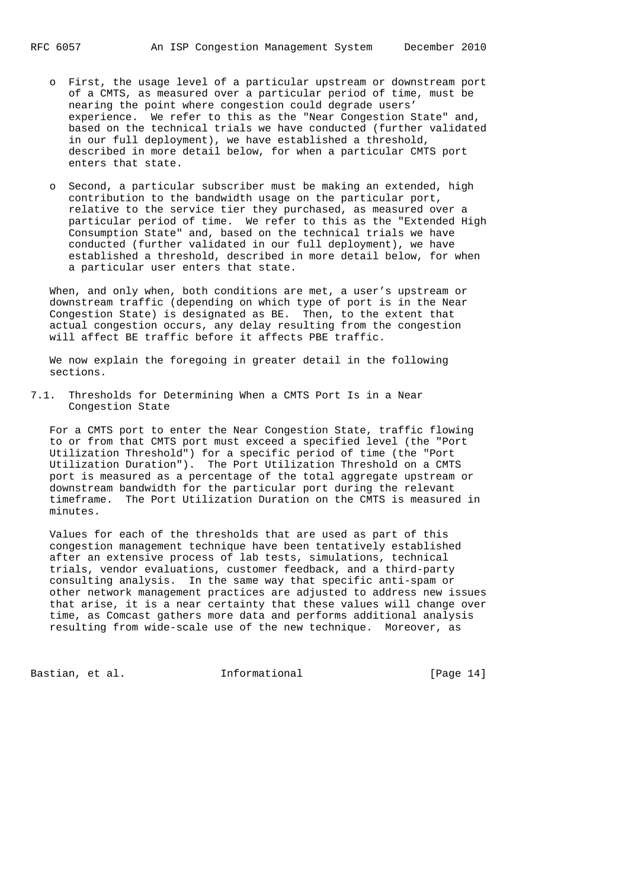- First, the usage level of a particular upstream or downstream port of a CMTS, as measured over a particular period of time, must be nearing the point where congestion could degrade users' experience. We refer to this as the "Near Congestion State" and, based on the technical trials we have conducted (further validated in our full deployment), we have established a threshold, described in more detail below, for when a particular CMTS port enters that state.

- Second, a particular subscriber must be making an extended, high contribution to the bandwidth usage on the particular port, relative to the service tier they purchased, as measured over a particular period of time. We refer to this as the "Extended High Consumption State" and, based on the technical trials we have conducted (further validated in our full deployment), we have established a threshold, described in more detail below, for when a particular user enters that state.

When, and only when, both conditions are met, a user's upstream or downstream traffic (depending on which type of port is in the Near Congestion State) is designated as BE. Then, to the extent that actual congestion occurs, any delay resulting from the congestion will affect BE traffic before it affects PBE traffic.

We now explain the foregoing in greater detail in the following sections.

## 7.1. Thresholds for Determining When a CMTS Port Is in a Near Congestion State

For a CMTS port to enter the Near Congestion State, traffic flowing to or from that CMTS port must exceed a specified level (the "Port Utilization Threshold") for a specific period of time (the "Port Utilization Duration"). The Port Utilization Threshold on a CMTS port is measured as a percentage of the total aggregate upstream or downstream bandwidth for the particular port during the relevant timeframe. The Port Utilization Duration on the CMTS is measured in minutes.

Values for each of the thresholds that are used as part of this congestion management technique have been tentatively established after an extensive process of lab tests, simulations, technical trials, vendor evaluations, customer feedback, and a third-party consulting analysis. In the same way that specific anti-spam or other network management practices are adjusted to address new issues that arise, it is a near certainty that these values will change over time, as Comcast gathers more data and performs additional analysis resulting from wide-scale use of the new technique. Moreover, as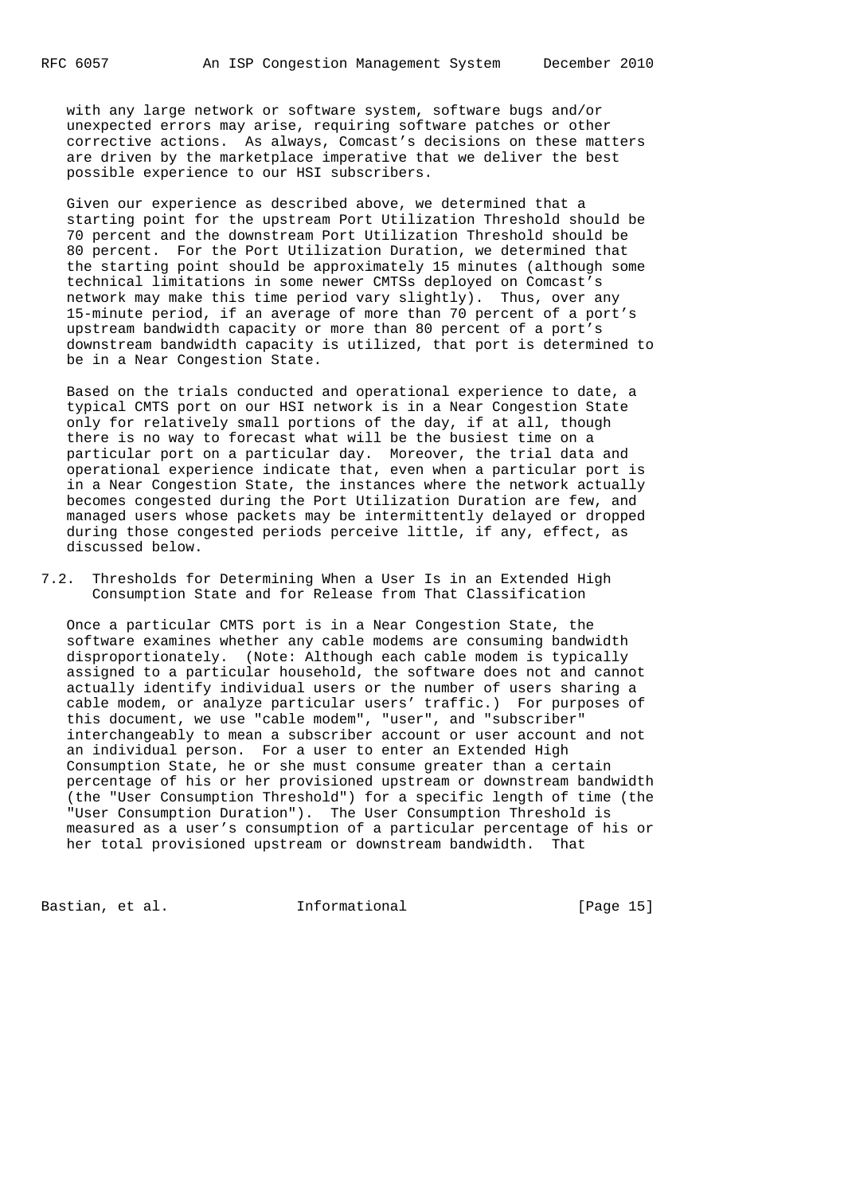with any large network or software system, software bugs and/or unexpected errors may arise, requiring software patches or other corrective actions. As always, Comcast's decisions on these matters are driven by the marketplace imperative that we deliver the best possible experience to our HSI subscribers.

Given our experience as described above, we determined that a starting point for the upstream Port Utilization Threshold should be 70 percent and the downstream Port Utilization Threshold should be 80 percent. For the Port Utilization Duration, we determined that the starting point should be approximately 15 minutes (although some technical limitations in some newer CMTSs deployed on Comcast's network may make this time period vary slightly). Thus, over any 15-minute period, if an average of more than 70 percent of a port's upstream bandwidth capacity or more than 80 percent of a port's downstream bandwidth capacity is utilized, that port is determined to be in a Near Congestion State.

Based on the trials conducted and operational experience to date, a typical CMTS port on our HSI network is in a Near Congestion State only for relatively small portions of the day, if at all, though there is no way to forecast what will be the busiest time on a particular port on a particular day. Moreover, the trial data and operational experience indicate that, even when a particular port is in a Near Congestion State, the instances where the network actually becomes congested during the Port Utilization Duration are few, and managed users whose packets may be intermittently delayed or dropped during those congested periods perceive little, if any, effect, as discussed below.

## 7.2. Thresholds for Determining When a User Is in an Extended High Consumption State and for Release from That Classification

Once a particular CMTS port is in a Near Congestion State, the software examines whether any cable modems are consuming bandwidth disproportionately. (Note: Although each cable modem is typically assigned to a particular household, the software does not and cannot actually identify individual users or the number of users sharing a cable modem, or analyze particular users' traffic.) For purposes of this document, we use "cable modem", "user", and "subscriber" interchangeably to mean a subscriber account or user account and not an individual person. For a user to enter an Extended High Consumption State, he or she must consume greater than a certain percentage of his or her provisioned upstream or downstream bandwidth (the "User Consumption Threshold") for a specific length of time (the "User Consumption Duration"). The User Consumption Threshold is measured as a user's consumption of a particular percentage of his or her total provisioned upstream or downstream bandwidth. That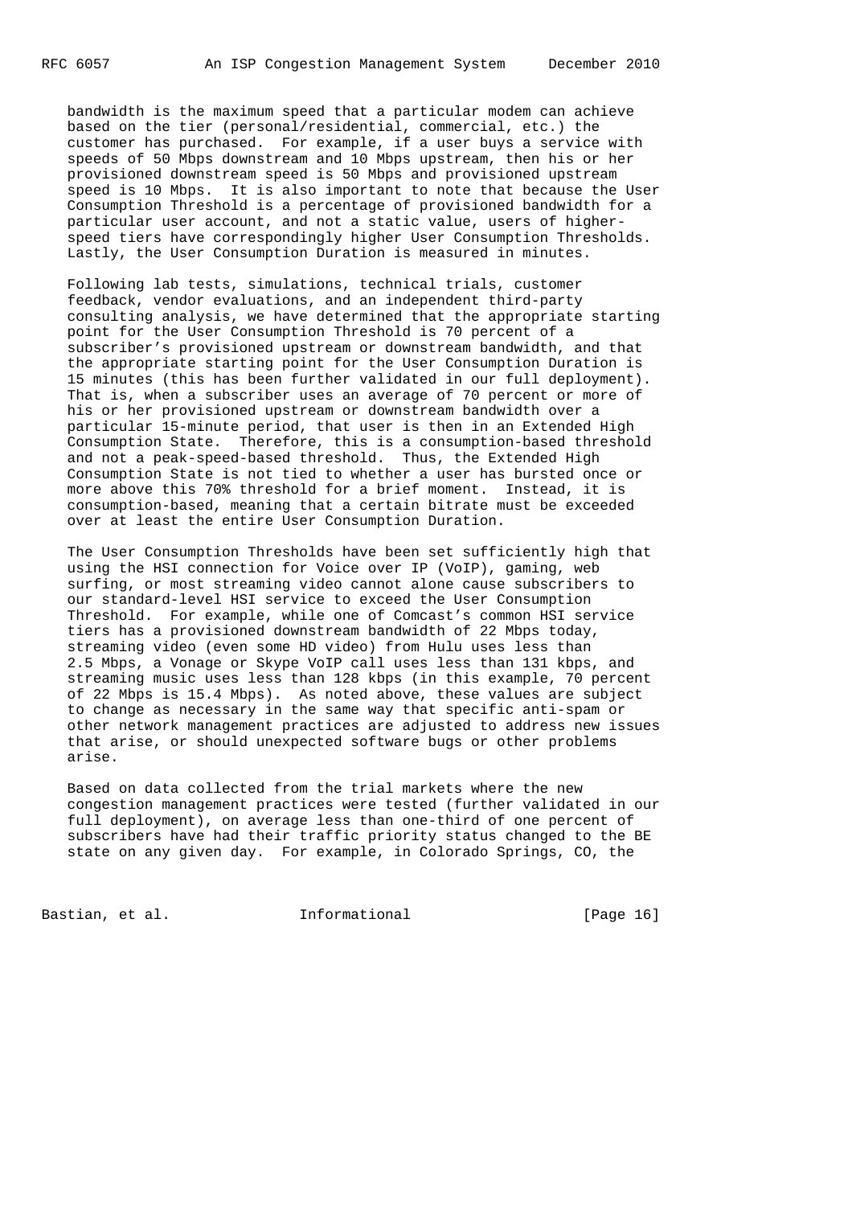bandwidth is the maximum speed that a particular modem can achieve based on the tier (personal/residential, commercial, etc.) the customer has purchased. For example, if a user buys a service with speeds of 50 Mbps downstream and 10 Mbps upstream, then his or her provisioned downstream speed is 50 Mbps and provisioned upstream speed is 10 Mbps. It is also important to note that because the User Consumption Threshold is a percentage of provisioned bandwidth for a particular user account, and not a static value, users of higher-speed tiers have correspondingly higher User Consumption Thresholds. Lastly, the User Consumption Duration is measured in minutes.

Following lab tests, simulations, technical trials, customer feedback, vendor evaluations, and an independent third-party consulting analysis, we have determined that the appropriate starting point for the User Consumption Threshold is 70 percent of a subscriber's provisioned upstream or downstream bandwidth, and that the appropriate starting point for the User Consumption Duration is 15 minutes (this has been further validated in our full deployment). That is, when a subscriber uses an average of 70 percent or more of his or her provisioned upstream or downstream bandwidth over a particular 15-minute period, that user is then in an Extended High Consumption State. Therefore, this is a consumption-based threshold and not a peak-speed-based threshold. Thus, the Extended High Consumption State is not tied to whether a user has bursted once or more above this 70% threshold for a brief moment. Instead, it is consumption-based, meaning that a certain bitrate must be exceeded over at least the entire User Consumption Duration.

The User Consumption Thresholds have been set sufficiently high that using the HSI connection for Voice over IP (VoIP), gaming, web surfing, or most streaming video cannot alone cause subscribers to our standard-level HSI service to exceed the User Consumption Threshold. For example, while one of Comcast's common HSI service tiers has a provisioned downstream bandwidth of 22 Mbps today, streaming video (even some HD video) from Hulu uses less than 2.5 Mbps, a Vonage or Skype VoIP call uses less than 131 kbps, and streaming music uses less than 128 kbps (in this example, 70 percent of 22 Mbps is 15.4 Mbps). As noted above, these values are subject to change as necessary in the same way that specific anti-spam or other network management practices are adjusted to address new issues that arise, or should unexpected software bugs or other problems arise.

Based on data collected from the trial markets where the new congestion management practices were tested (further validated in our full deployment), on average less than one-third of one percent of subscribers have had their traffic priority status changed to the BE state on any given day. For example, in Colorado Springs, CO, the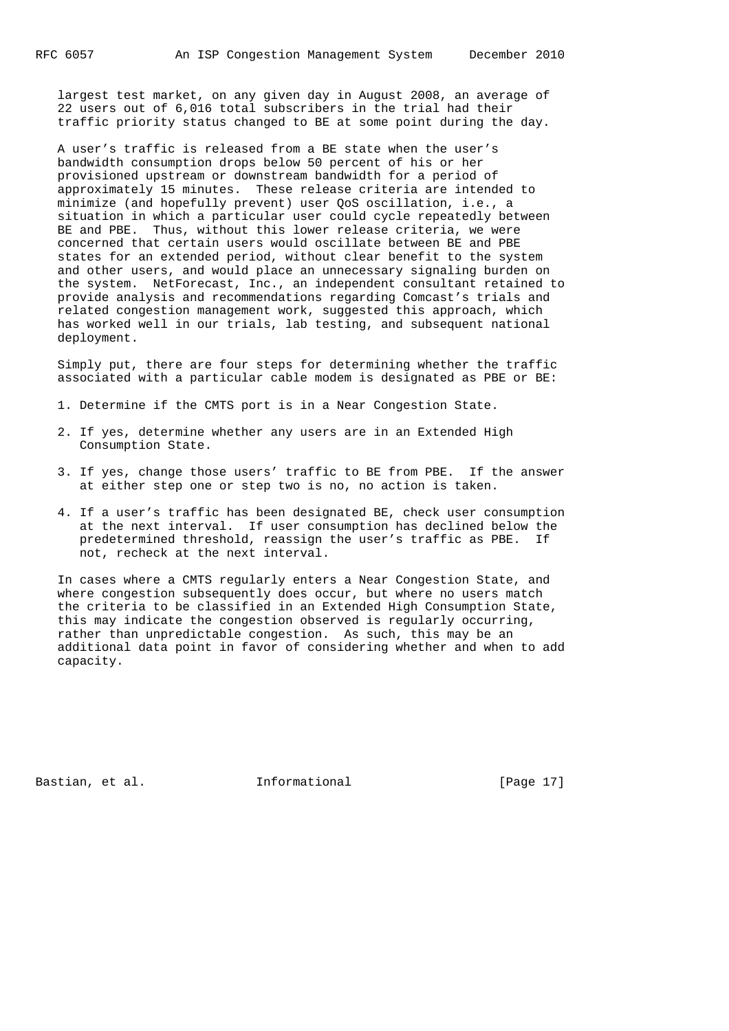largest test market, on any given day in August 2008, an average of 22 users out of 6,016 total subscribers in the trial had their traffic priority status changed to BE at some point during the day.

A user's traffic is released from a BE state when the user's bandwidth consumption drops below 50 percent of his or her provisioned upstream or downstream bandwidth for a period of approximately 15 minutes. These release criteria are intended to minimize (and hopefully prevent) user QoS oscillation, i.e., a situation in which a particular user could cycle repeatedly between BE and PBE. Thus, without this lower release criteria, we were concerned that certain users would oscillate between BE and PBE states for an extended period, without clear benefit to the system and other users, and would place an unnecessary signaling burden on the system. NetForecast, Inc., an independent consultant retained to provide analysis and recommendations regarding Comcast's trials and related congestion management work, suggested this approach, which has worked well in our trials, lab testing, and subsequent national deployment.

Simply put, there are four steps for determining whether the traffic associated with a particular cable modem is designated as PBE or BE:

1. Determine if the CMTS port is in a Near Congestion State.
2. If yes, determine whether any users are in an Extended High Consumption State.
3. If yes, change those users' traffic to BE from PBE. If the answer at either step one or step two is no, no action is taken.
4. If a user's traffic has been designated BE, check user consumption at the next interval. If user consumption has declined below the predetermined threshold, reassign the user's traffic as PBE. If not, recheck at the next interval.

In cases where a CMTS regularly enters a Near Congestion State, and where congestion subsequently does occur, but where no users match the criteria to be classified in an Extended High Consumption State, this may indicate the congestion observed is regularly occurring, rather than unpredictable congestion. As such, this may be an additional data point in favor of considering whether and when to add capacity.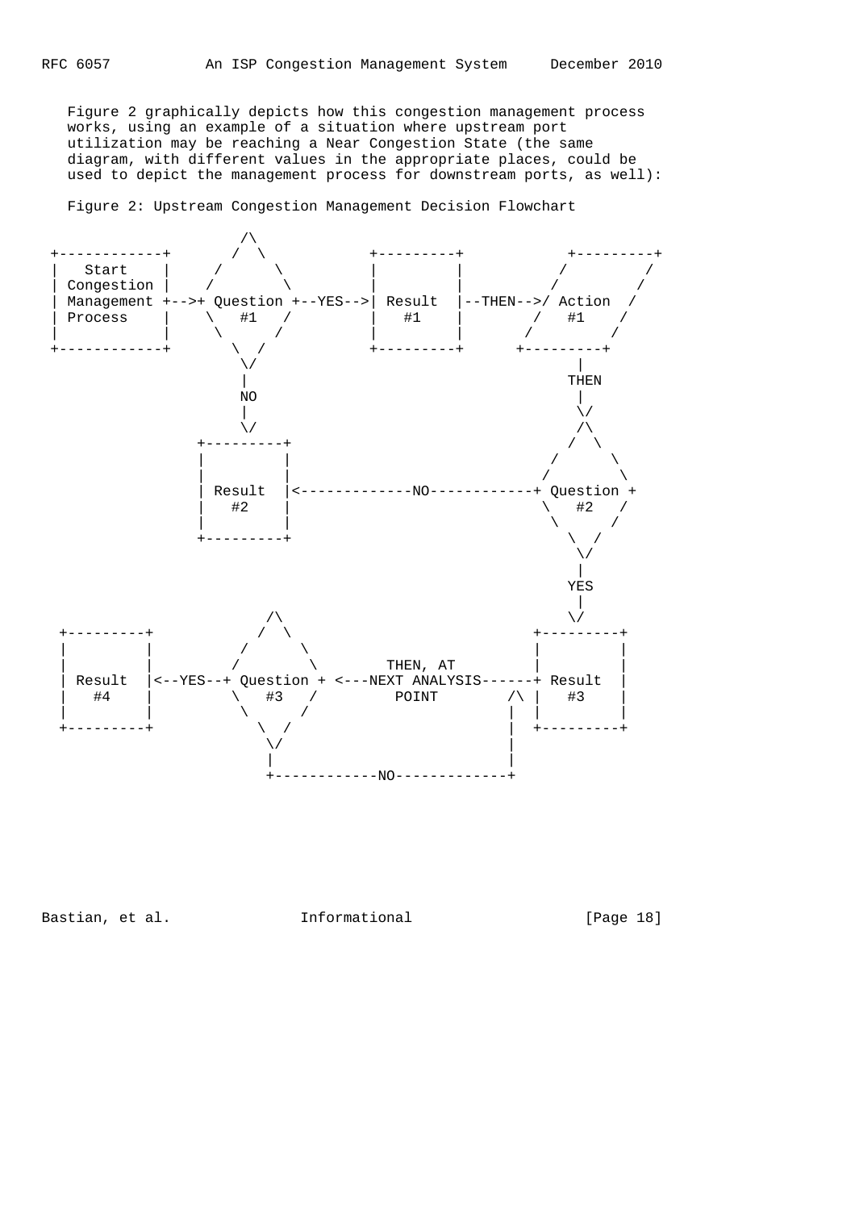Figure 2 graphically depicts how this congestion management process works, using an example of a situation where upstream port utilization may be reaching a Near Congestion State (the same diagram, with different values in the appropriate places, could be used to depict the management process for downstream ports, as well):

Figure 2: Upstream Congestion Management Decision Flowchart

```
                  /\
 +------------+  /  \           +---------+          +---------+
 |   Start    | /    \          |         |         /         /
 | Congestion |/      \         |         |        /         /
 | Management +-->+ Question +--YES-->| Result  |--THEN-->/ Action  /
 | Process    |  \   #1   /     |   #1    |      /   #1    /
 |            |   \      /      |         |     /         /
 +------------+    \  /         +---------+    +---------+
                    \/                              |
                    |                             THEN
                    NO                              |
                    |                              \/
                    \/                             /\
               +---------+                        /  \
               |         |                       /    \
               |         |                      /      \
               | Result  |<-------------NO------------+ Question +
               |   #2    |                      \   #2   /
               |         |                       \      /
               +---------+                        \  /
                                                   \/
                                                    |
                                                   YES
                                                    |
                       /\                          \/
  +---------+         /  \                      +---------+
  |         |        /    \                     |         |
  |         |       /      \      THEN, AT      |         |
  | Result  |<--YES--+ Question + <---NEXT ANALYSIS------+ Result  |
  |   #4    |       \   #3   /        POINT     /\ |   #3    |
  |         |        \      /                   |  |         |
  +---------+         \  /                      |  +---------+
                       \/                       |
                       |                        |
                       +------------NO-------------+
```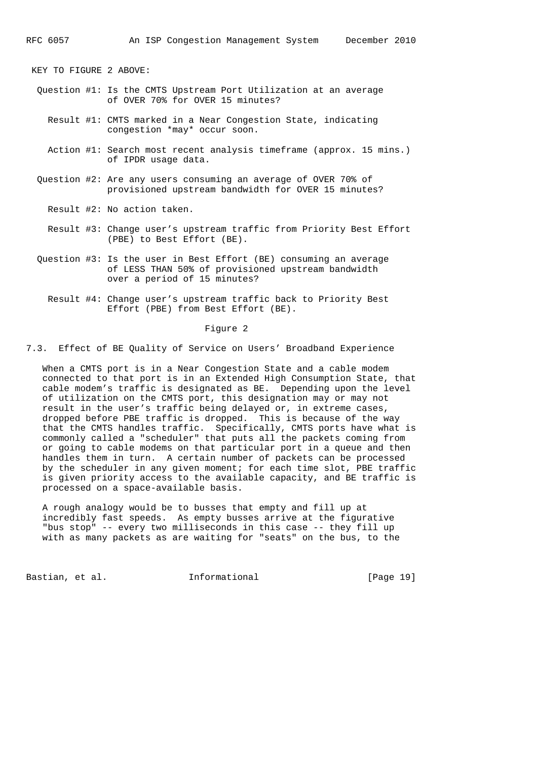KEY TO FIGURE 2 ABOVE:

Question #1: Is the CMTS Upstream Port Utilization at an average of OVER 70% for OVER 15 minutes?

Result #1: CMTS marked in a Near Congestion State, indicating congestion *may* occur soon.

Action #1: Search most recent analysis timeframe (approx. 15 mins.) of IPDR usage data.

Question #2: Are any users consuming an average of OVER 70% of provisioned upstream bandwidth for OVER 15 minutes?

Result #2: No action taken.

Result #3: Change user's upstream traffic from Priority Best Effort (PBE) to Best Effort (BE).

Question #3: Is the user in Best Effort (BE) consuming an average of LESS THAN 50% of provisioned upstream bandwidth over a period of 15 minutes?

Result #4: Change user's upstream traffic back to Priority Best Effort (PBE) from Best Effort (BE).

Figure 2

### 7.3. Effect of BE Quality of Service on Users' Broadband Experience

When a CMTS port is in a Near Congestion State and a cable modem connected to that port is in an Extended High Consumption State, that cable modem's traffic is designated as BE. Depending upon the level of utilization on the CMTS port, this designation may or may not result in the user's traffic being delayed or, in extreme cases, dropped before PBE traffic is dropped. This is because of the way that the CMTS handles traffic. Specifically, CMTS ports have what is commonly called a "scheduler" that puts all the packets coming from or going to cable modems on that particular port in a queue and then handles them in turn. A certain number of packets can be processed by the scheduler in any given moment; for each time slot, PBE traffic is given priority access to the available capacity, and BE traffic is processed on a space-available basis.

A rough analogy would be to busses that empty and fill up at incredibly fast speeds. As empty busses arrive at the figurative "bus stop" -- every two milliseconds in this case -- they fill up with as many packets as are waiting for "seats" on the bus, to the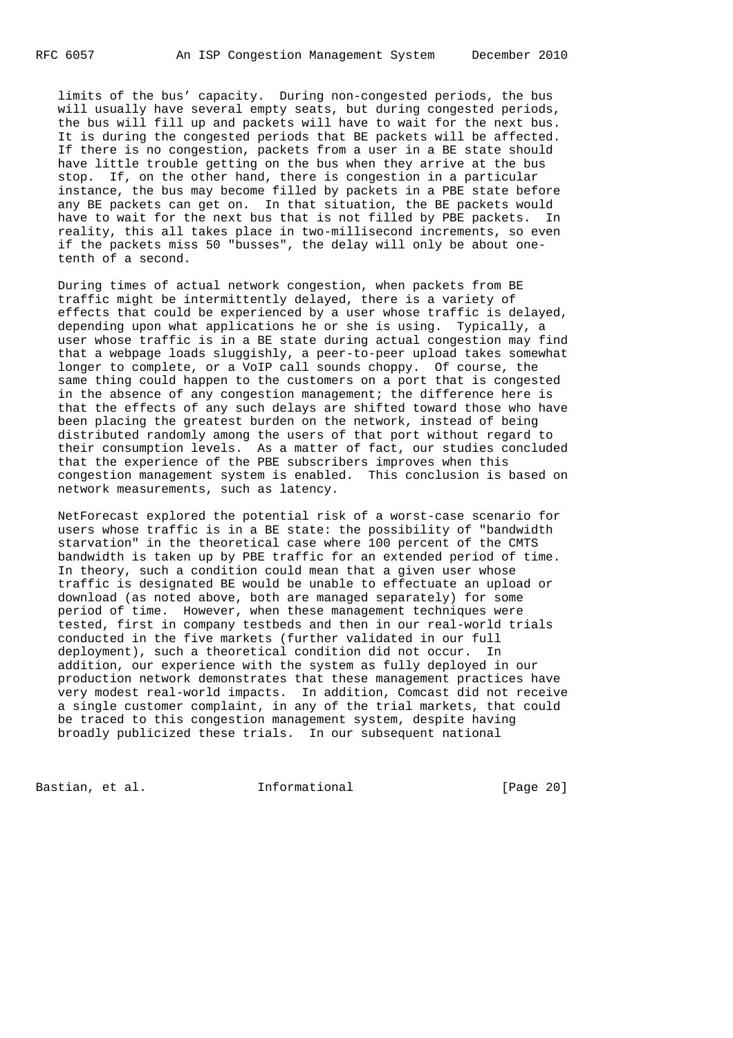limits of the bus' capacity. During non-congested periods, the bus will usually have several empty seats, but during congested periods, the bus will fill up and packets will have to wait for the next bus. It is during the congested periods that BE packets will be affected. If there is no congestion, packets from a user in a BE state should have little trouble getting on the bus when they arrive at the bus stop. If, on the other hand, there is congestion in a particular instance, the bus may become filled by packets in a PBE state before any BE packets can get on. In that situation, the BE packets would have to wait for the next bus that is not filled by PBE packets. In reality, this all takes place in two-millisecond increments, so even if the packets miss 50 "busses", the delay will only be about one-tenth of a second.

During times of actual network congestion, when packets from BE traffic might be intermittently delayed, there is a variety of effects that could be experienced by a user whose traffic is delayed, depending upon what applications he or she is using. Typically, a user whose traffic is in a BE state during actual congestion may find that a webpage loads sluggishly, a peer-to-peer upload takes somewhat longer to complete, or a VoIP call sounds choppy. Of course, the same thing could happen to the customers on a port that is congested in the absence of any congestion management; the difference here is that the effects of any such delays are shifted toward those who have been placing the greatest burden on the network, instead of being distributed randomly among the users of that port without regard to their consumption levels. As a matter of fact, our studies concluded that the experience of the PBE subscribers improves when this congestion management system is enabled. This conclusion is based on network measurements, such as latency.

NetForecast explored the potential risk of a worst-case scenario for users whose traffic is in a BE state: the possibility of "bandwidth starvation" in the theoretical case where 100 percent of the CMTS bandwidth is taken up by PBE traffic for an extended period of time. In theory, such a condition could mean that a given user whose traffic is designated BE would be unable to effectuate an upload or download (as noted above, both are managed separately) for some period of time. However, when these management techniques were tested, first in company testbeds and then in our real-world trials conducted in the five markets (further validated in our full deployment), such a theoretical condition did not occur. In addition, our experience with the system as fully deployed in our production network demonstrates that these management practices have very modest real-world impacts. In addition, Comcast did not receive a single customer complaint, in any of the trial markets, that could be traced to this congestion management system, despite having broadly publicized these trials. In our subsequent national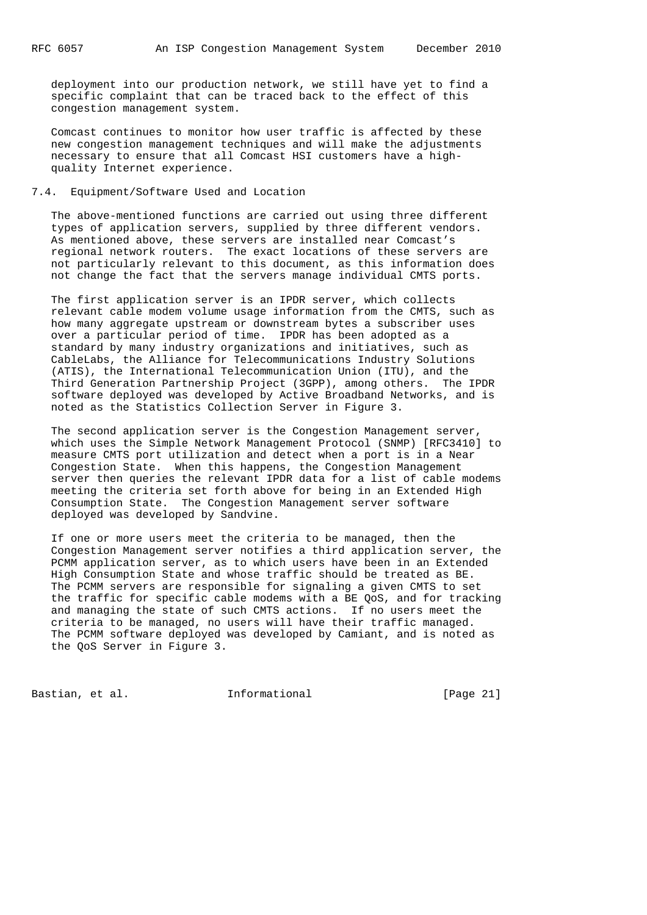deployment into our production network, we still have yet to find a specific complaint that can be traced back to the effect of this congestion management system.

Comcast continues to monitor how user traffic is affected by these new congestion management techniques and will make the adjustments necessary to ensure that all Comcast HSI customers have a high-quality Internet experience.

### 7.4. Equipment/Software Used and Location

The above-mentioned functions are carried out using three different types of application servers, supplied by three different vendors. As mentioned above, these servers are installed near Comcast's regional network routers. The exact locations of these servers are not particularly relevant to this document, as this information does not change the fact that the servers manage individual CMTS ports.

The first application server is an IPDR server, which collects relevant cable modem volume usage information from the CMTS, such as how many aggregate upstream or downstream bytes a subscriber uses over a particular period of time. IPDR has been adopted as a standard by many industry organizations and initiatives, such as CableLabs, the Alliance for Telecommunications Industry Solutions (ATIS), the International Telecommunication Union (ITU), and the Third Generation Partnership Project (3GPP), among others. The IPDR software deployed was developed by Active Broadband Networks, and is noted as the Statistics Collection Server in Figure 3.

The second application server is the Congestion Management server, which uses the Simple Network Management Protocol (SNMP) [RFC3410] to measure CMTS port utilization and detect when a port is in a Near Congestion State. When this happens, the Congestion Management server then queries the relevant IPDR data for a list of cable modems meeting the criteria set forth above for being in an Extended High Consumption State. The Congestion Management server software deployed was developed by Sandvine.

If one or more users meet the criteria to be managed, then the Congestion Management server notifies a third application server, the PCMM application server, as to which users have been in an Extended High Consumption State and whose traffic should be treated as BE. The PCMM servers are responsible for signaling a given CMTS to set the traffic for specific cable modems with a BE QoS, and for tracking and managing the state of such CMTS actions. If no users meet the criteria to be managed, no users will have their traffic managed. The PCMM software deployed was developed by Camiant, and is noted as the QoS Server in Figure 3.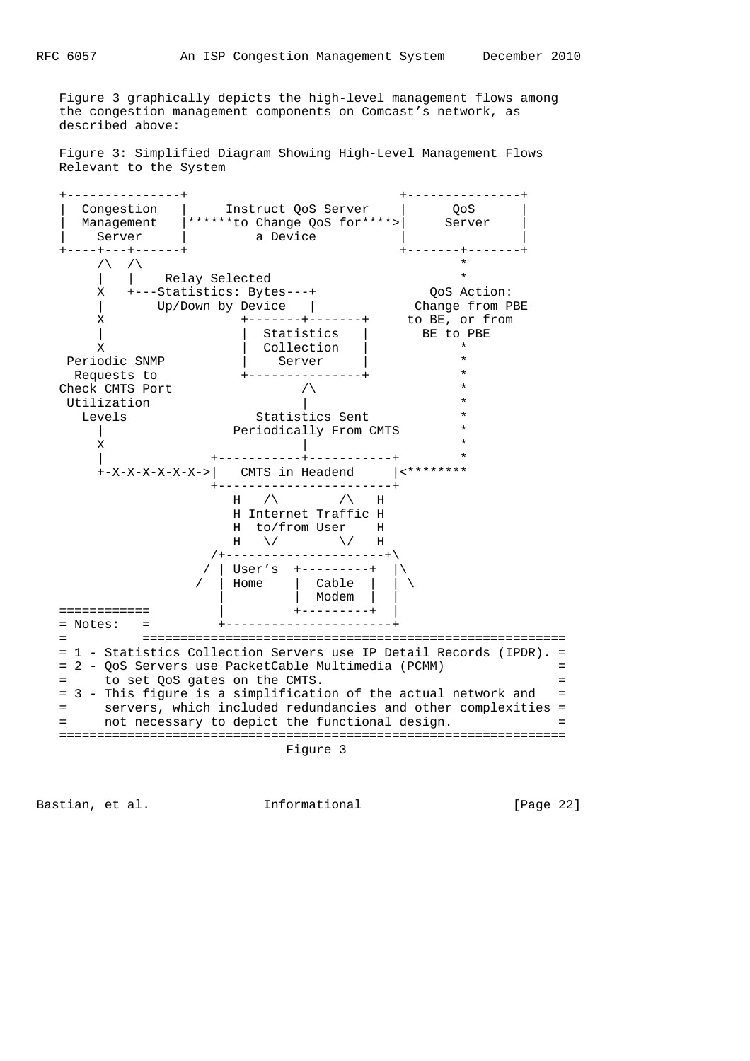Figure 3 graphically depicts the high-level management flows among the congestion management components on Comcast's network, as described above:

Figure 3: Simplified Diagram Showing High-Level Management Flows Relevant to the System

```
+---------------+                             +---------------+
|  Congestion   |      Instruct QoS Server    |      QoS      |
|  Management   |******to Change QoS for****>|     Server    |
|    Server     |         a Device            |               |
+----+---+------+                             +-------+-------+
     /\  /\                                           *
     |   |    Relay Selected                          *
     X   +---Statistics: Bytes---+              QoS Action:
     |       Up/Down by Device   |            Change from PBE
     X                   +-------+-------+     to BE, or from
     |                   |  Statistics   |       BE to PBE
     X                   |  Collection   |            *
 Periodic SNMP           |    Server     |            *
  Requests to            +---------------+            *
Check CMTS Port                 /\                    *
 Utilization                    |                     *
    Levels               Statistics Sent              *
     |                Periodically From CMTS          *
     X                          |                     *
     |               +-----------+-----------+        *
     +-X-X-X-X-X-X->|   CMTS in Headend     |<********
                     +-----------------------+
                        H   /\        /\   H
                        H Internet Traffic H
                        H  to/from User    H
                        H   \/        \/   H
                     /+---------------------+\
                    / | User's  +---------+  |\
                   /  | Home    |  Cable  |  | \
                      |         |  Modem  |  |
============          |         +---------+  |
= Notes:   =          +----------------------+
=          ====================================================
= 1 - Statistics Collection Servers use IP Detail Records (IPDR). =
= 2 - QoS Servers use PacketCable Multimedia (PCMM)               =
=     to set QoS gates on the CMTS.                               =
= 3 - This figure is a simplification of the actual network and   =
=     servers, which included redundancies and other complexities =
=     not necessary to depict the functional design.              =
===================================================================
```

Figure 3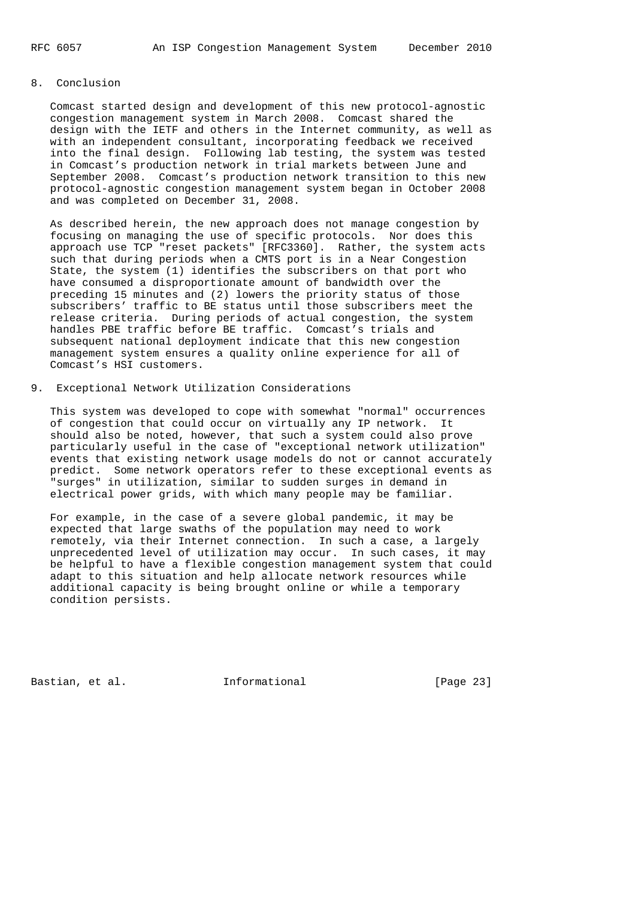## 8. Conclusion

Comcast started design and development of this new protocol-agnostic congestion management system in March 2008. Comcast shared the design with the IETF and others in the Internet community, as well as with an independent consultant, incorporating feedback we received into the final design. Following lab testing, the system was tested in Comcast's production network in trial markets between June and September 2008. Comcast's production network transition to this new protocol-agnostic congestion management system began in October 2008 and was completed on December 31, 2008.

As described herein, the new approach does not manage congestion by focusing on managing the use of specific protocols. Nor does this approach use TCP "reset packets" [RFC3360]. Rather, the system acts such that during periods when a CMTS port is in a Near Congestion State, the system (1) identifies the subscribers on that port who have consumed a disproportionate amount of bandwidth over the preceding 15 minutes and (2) lowers the priority status of those subscribers' traffic to BE status until those subscribers meet the release criteria. During periods of actual congestion, the system handles PBE traffic before BE traffic. Comcast's trials and subsequent national deployment indicate that this new congestion management system ensures a quality online experience for all of Comcast's HSI customers.

## 9. Exceptional Network Utilization Considerations

This system was developed to cope with somewhat "normal" occurrences of congestion that could occur on virtually any IP network. It should also be noted, however, that such a system could also prove particularly useful in the case of "exceptional network utilization" events that existing network usage models do not or cannot accurately predict. Some network operators refer to these exceptional events as "surges" in utilization, similar to sudden surges in demand in electrical power grids, with which many people may be familiar.

For example, in the case of a severe global pandemic, it may be expected that large swaths of the population may need to work remotely, via their Internet connection. In such a case, a largely unprecedented level of utilization may occur. In such cases, it may be helpful to have a flexible congestion management system that could adapt to this situation and help allocate network resources while additional capacity is being brought online or while a temporary condition persists.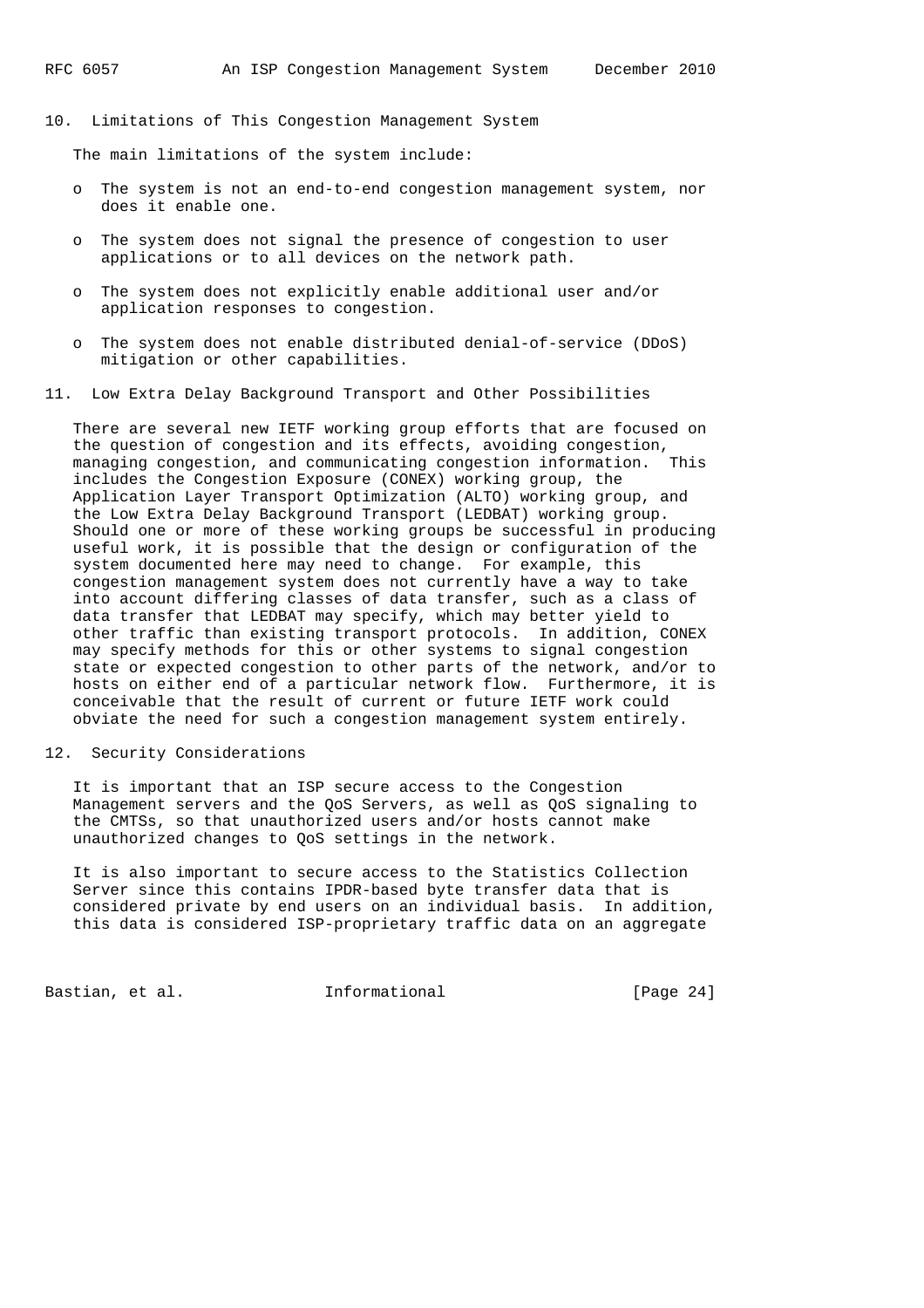## 10. Limitations of This Congestion Management System

The main limitations of the system include:

- The system is not an end-to-end congestion management system, nor does it enable one.
- The system does not signal the presence of congestion to user applications or to all devices on the network path.
- The system does not explicitly enable additional user and/or application responses to congestion.
- The system does not enable distributed denial-of-service (DDoS) mitigation or other capabilities.

## 11. Low Extra Delay Background Transport and Other Possibilities

There are several new IETF working group efforts that are focused on the question of congestion and its effects, avoiding congestion, managing congestion, and communicating congestion information. This includes the Congestion Exposure (CONEX) working group, the Application Layer Transport Optimization (ALTO) working group, and the Low Extra Delay Background Transport (LEDBAT) working group. Should one or more of these working groups be successful in producing useful work, it is possible that the design or configuration of the system documented here may need to change. For example, this congestion management system does not currently have a way to take into account differing classes of data transfer, such as a class of data transfer that LEDBAT may specify, which may better yield to other traffic than existing transport protocols. In addition, CONEX may specify methods for this or other systems to signal congestion state or expected congestion to other parts of the network, and/or to hosts on either end of a particular network flow. Furthermore, it is conceivable that the result of current or future IETF work could obviate the need for such a congestion management system entirely.

## 12. Security Considerations

It is important that an ISP secure access to the Congestion Management servers and the QoS Servers, as well as QoS signaling to the CMTSs, so that unauthorized users and/or hosts cannot make unauthorized changes to QoS settings in the network.

It is also important to secure access to the Statistics Collection Server since this contains IPDR-based byte transfer data that is considered private by end users on an individual basis. In addition, this data is considered ISP-proprietary traffic data on an aggregate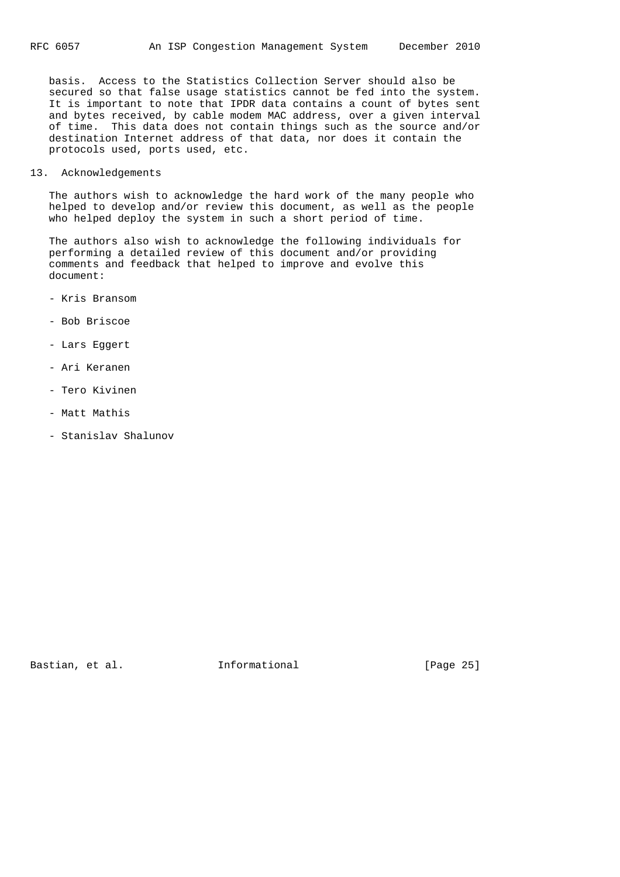basis. Access to the Statistics Collection Server should also be secured so that false usage statistics cannot be fed into the system. It is important to note that IPDR data contains a count of bytes sent and bytes received, by cable modem MAC address, over a given interval of time. This data does not contain things such as the source and/or destination Internet address of that data, nor does it contain the protocols used, ports used, etc.

## 13. Acknowledgements

The authors wish to acknowledge the hard work of the many people who helped to develop and/or review this document, as well as the people who helped deploy the system in such a short period of time.

The authors also wish to acknowledge the following individuals for performing a detailed review of this document and/or providing comments and feedback that helped to improve and evolve this document:

- Kris Bransom
- Bob Briscoe
- Lars Eggert
- Ari Keranen
- Tero Kivinen
- Matt Mathis
- Stanislav Shalunov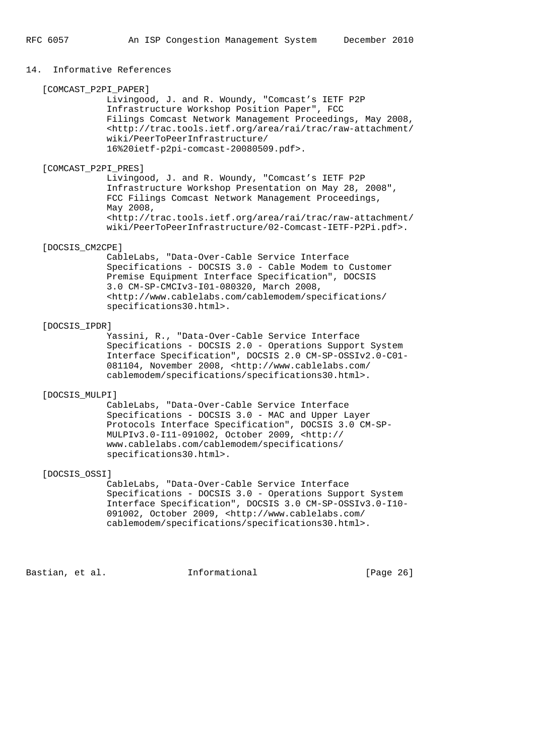## 14. Informative References

[COMCAST_P2PI_PAPER]
Livingood, J. and R. Woundy, "Comcast's IETF P2P Infrastructure Workshop Position Paper", FCC Filings Comcast Network Management Proceedings, May 2008, <http://trac.tools.ietf.org/area/rai/trac/raw-attachment/wiki/PeerToPeerInfrastructure/16%20ietf-p2pi-comcast-20080509.pdf>.

[COMCAST_P2PI_PRES]
Livingood, J. and R. Woundy, "Comcast's IETF P2P Infrastructure Workshop Presentation on May 28, 2008", FCC Filings Comcast Network Management Proceedings, May 2008, <http://trac.tools.ietf.org/area/rai/trac/raw-attachment/wiki/PeerToPeerInfrastructure/02-Comcast-IETF-P2Pi.pdf>.

[DOCSIS_CM2CPE]
CableLabs, "Data-Over-Cable Service Interface Specifications - DOCSIS 3.0 - Cable Modem to Customer Premise Equipment Interface Specification", DOCSIS 3.0 CM-SP-CMCIv3-I01-080320, March 2008, <http://www.cablelabs.com/cablemodem/specifications/specifications30.html>.

[DOCSIS_IPDR]
Yassini, R., "Data-Over-Cable Service Interface Specifications - DOCSIS 2.0 - Operations Support System Interface Specification", DOCSIS 2.0 CM-SP-OSSIv2.0-C01-081104, November 2008, <http://www.cablelabs.com/cablemodem/specifications/specifications30.html>.

[DOCSIS_MULPI]
CableLabs, "Data-Over-Cable Service Interface Specifications - DOCSIS 3.0 - MAC and Upper Layer Protocols Interface Specification", DOCSIS 3.0 CM-SP-MULPIv3.0-I11-091002, October 2009, <http://www.cablelabs.com/cablemodem/specifications/specifications30.html>.

[DOCSIS_OSSI]
CableLabs, "Data-Over-Cable Service Interface Specifications - DOCSIS 3.0 - Operations Support System Interface Specification", DOCSIS 3.0 CM-SP-OSSIv3.0-I10-091002, October 2009, <http://www.cablelabs.com/cablemodem/specifications/specifications30.html>.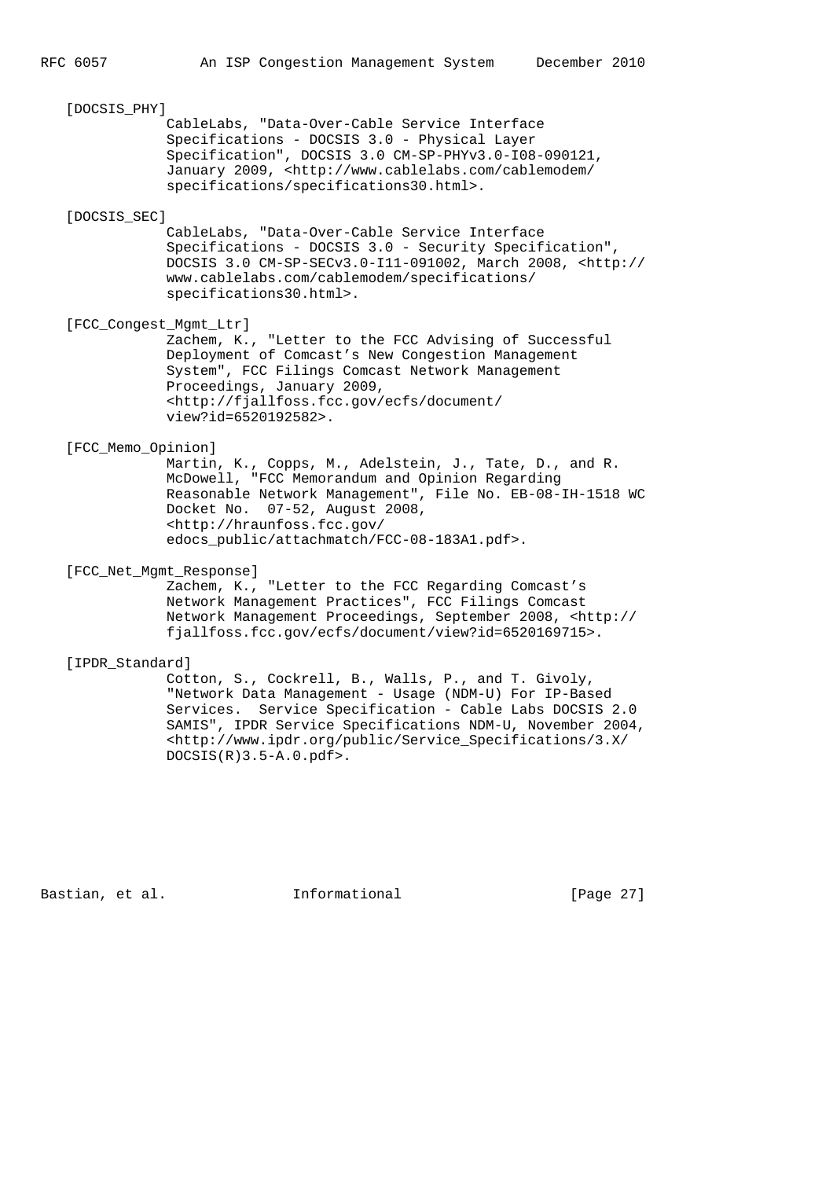[DOCSIS_PHY]
CableLabs, "Data-Over-Cable Service Interface Specifications - DOCSIS 3.0 - Physical Layer Specification", DOCSIS 3.0 CM-SP-PHYv3.0-I08-090121, January 2009, <http://www.cablelabs.com/cablemodem/specifications/specifications30.html>.

[DOCSIS_SEC]
CableLabs, "Data-Over-Cable Service Interface Specifications - DOCSIS 3.0 - Security Specification", DOCSIS 3.0 CM-SP-SECv3.0-I11-091002, March 2008, <http://www.cablelabs.com/cablemodem/specifications/specifications30.html>.

[FCC_Congest_Mgmt_Ltr]
Zachem, K., "Letter to the FCC Advising of Successful Deployment of Comcast's New Congestion Management System", FCC Filings Comcast Network Management Proceedings, January 2009, <http://fjallfoss.fcc.gov/ecfs/document/view?id=6520192582>.

[FCC_Memo_Opinion]
Martin, K., Copps, M., Adelstein, J., Tate, D., and R. McDowell, "FCC Memorandum and Opinion Regarding Reasonable Network Management", File No. EB-08-IH-1518 WC Docket No. 07-52, August 2008, <http://hraunfoss.fcc.gov/edocs_public/attachmatch/FCC-08-183A1.pdf>.

[FCC_Net_Mgmt_Response]
Zachem, K., "Letter to the FCC Regarding Comcast's Network Management Practices", FCC Filings Comcast Network Management Proceedings, September 2008, <http://fjallfoss.fcc.gov/ecfs/document/view?id=6520169715>.

[IPDR_Standard]
Cotton, S., Cockrell, B., Walls, P., and T. Givoly, "Network Data Management - Usage (NDM-U) For IP-Based Services. Service Specification - Cable Labs DOCSIS 2.0 SAMIS", IPDR Service Specifications NDM-U, November 2004, <http://www.ipdr.org/public/Service_Specifications/3.X/DOCSIS(R)3.5-A.0.pdf>.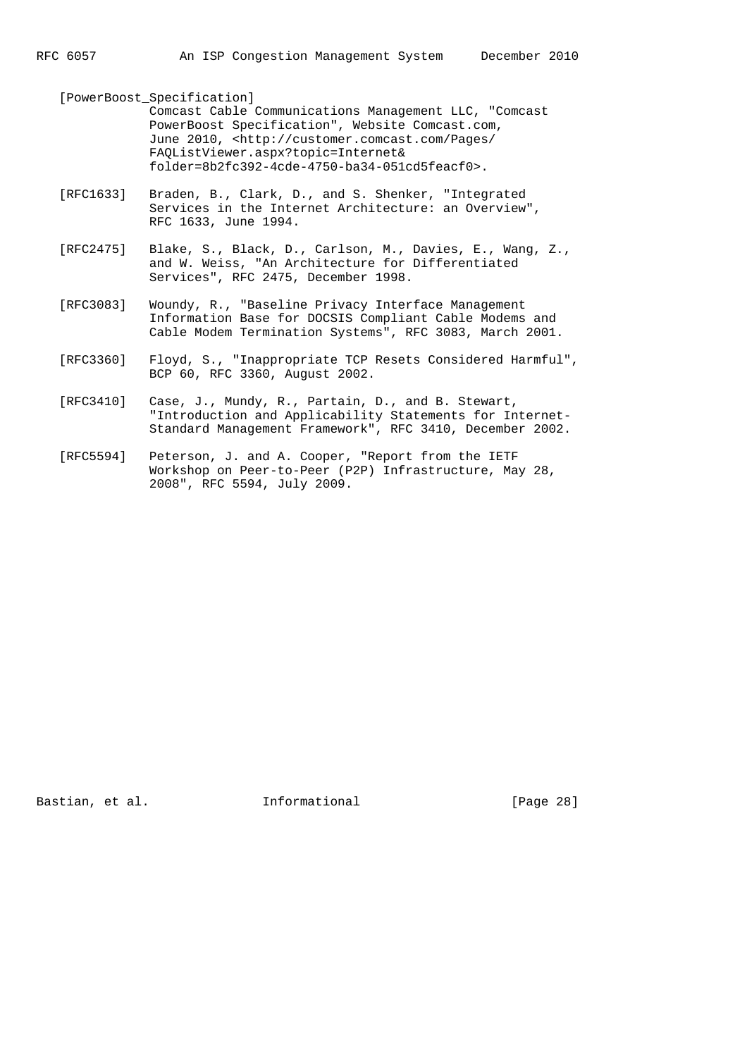[PowerBoost_Specification]
Comcast Cable Communications Management LLC, "Comcast PowerBoost Specification", Website Comcast.com, June 2010, <http://customer.comcast.com/Pages/FAQListViewer.aspx?topic=Internet&folder=8b2fc392-4cde-4750-ba34-051cd5feacf0>.

[RFC1633] Braden, B., Clark, D., and S. Shenker, "Integrated Services in the Internet Architecture: an Overview", RFC 1633, June 1994.

[RFC2475] Blake, S., Black, D., Carlson, M., Davies, E., Wang, Z., and W. Weiss, "An Architecture for Differentiated Services", RFC 2475, December 1998.

[RFC3083] Woundy, R., "Baseline Privacy Interface Management Information Base for DOCSIS Compliant Cable Modems and Cable Modem Termination Systems", RFC 3083, March 2001.

[RFC3360] Floyd, S., "Inappropriate TCP Resets Considered Harmful", BCP 60, RFC 3360, August 2002.

[RFC3410] Case, J., Mundy, R., Partain, D., and B. Stewart, "Introduction and Applicability Statements for Internet-Standard Management Framework", RFC 3410, December 2002.

[RFC5594] Peterson, J. and A. Cooper, "Report from the IETF Workshop on Peer-to-Peer (P2P) Infrastructure, May 28, 2008", RFC 5594, July 2009.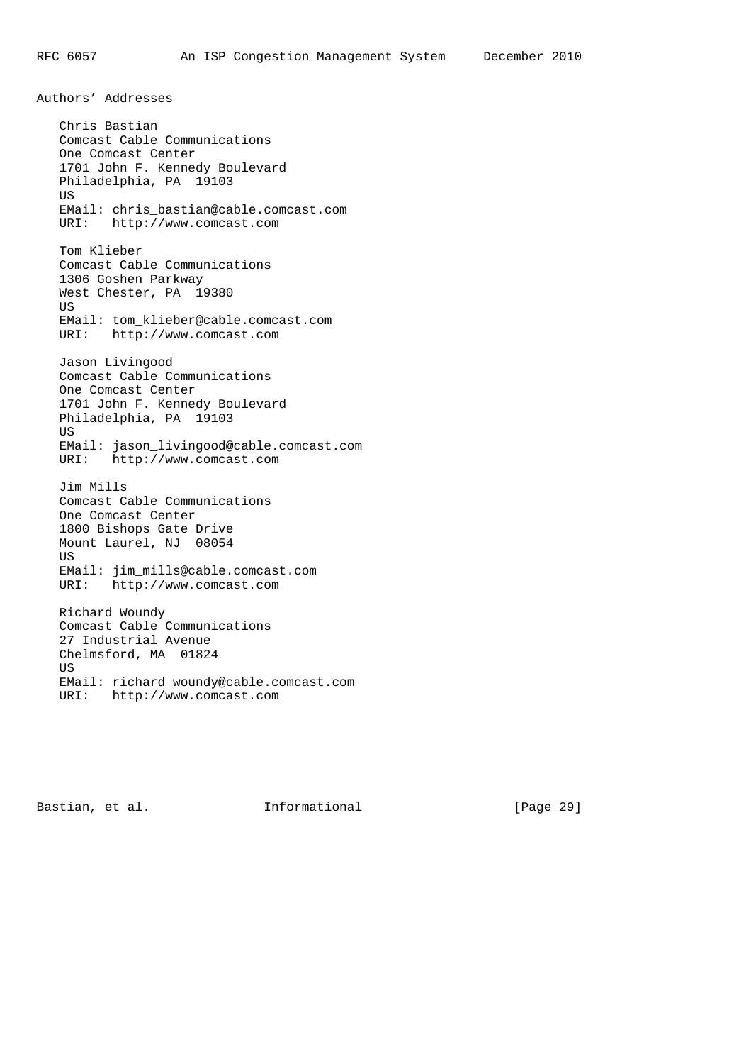# Authors' Addresses

Chris Bastian
Comcast Cable Communications
One Comcast Center
1701 John F. Kennedy Boulevard
Philadelphia, PA 19103
US
EMail: chris_bastian@cable.comcast.com
URI: http://www.comcast.com

Tom Klieber
Comcast Cable Communications
1306 Goshen Parkway
West Chester, PA 19380
US
EMail: tom_klieber@cable.comcast.com
URI: http://www.comcast.com

Jason Livingood
Comcast Cable Communications
One Comcast Center
1701 John F. Kennedy Boulevard
Philadelphia, PA 19103
US
EMail: jason_livingood@cable.comcast.com
URI: http://www.comcast.com

Jim Mills
Comcast Cable Communications
One Comcast Center
1800 Bishops Gate Drive
Mount Laurel, NJ 08054
US
EMail: jim_mills@cable.comcast.com
URI: http://www.comcast.com

Richard Woundy
Comcast Cable Communications
27 Industrial Avenue
Chelmsford, MA 01824
US
EMail: richard_woundy@cable.comcast.com
URI: http://www.comcast.com